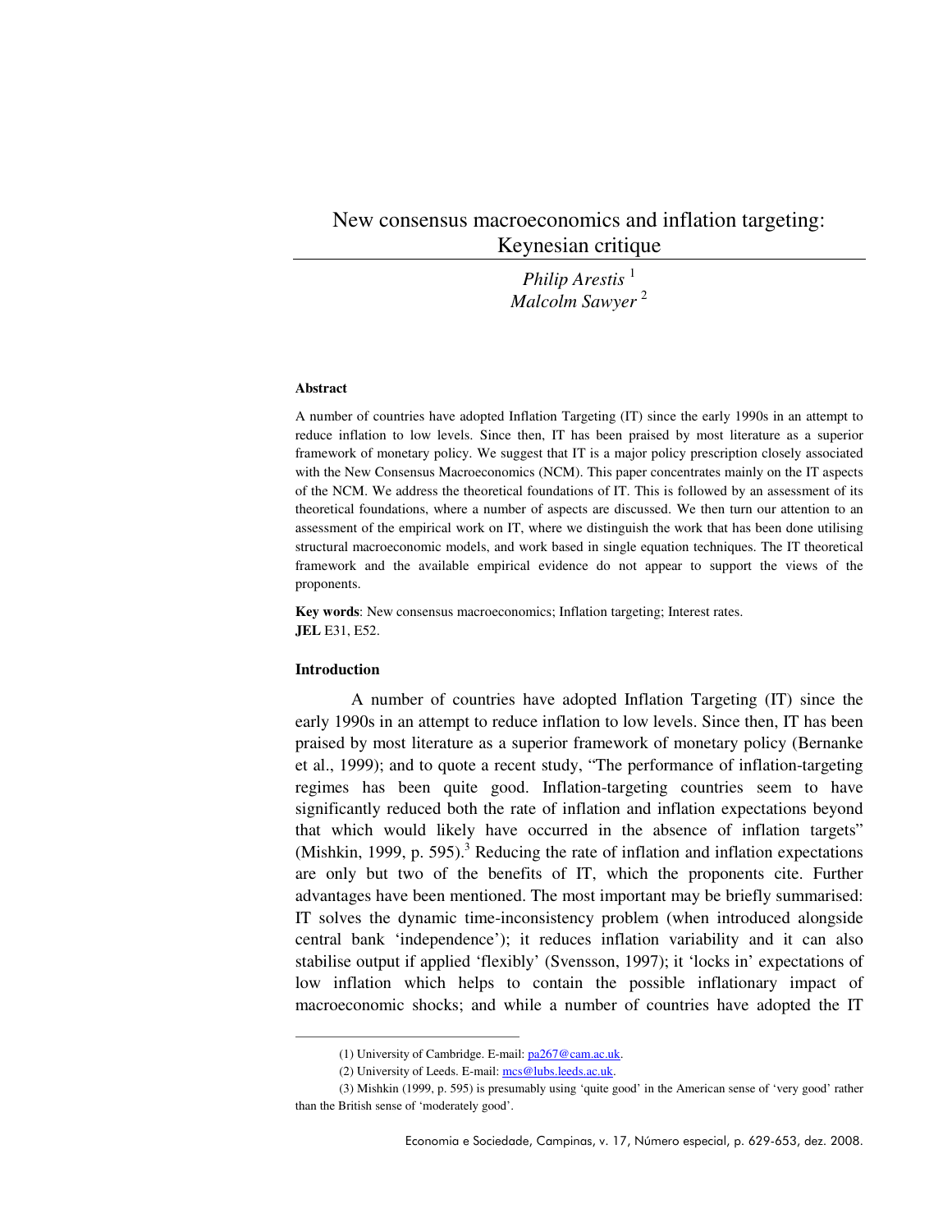# New consensus macroeconomics and inflation targeting: Keynesian critique

*Philip Arestis* [1]
*Malcolm Sawyer* [2]

**Abstract**

A number of countries have adopted Inflation Targeting (IT) since the early 1990s in an attempt to reduce inflation to low levels. Since then, IT has been praised by most literature as a superior framework of monetary policy. We suggest that IT is a major policy prescription closely associated with the New Consensus Macroeconomics (NCM). This paper concentrates mainly on the IT aspects of the NCM. We address the theoretical foundations of IT. This is followed by an assessment of its theoretical foundations, where a number of aspects are discussed. We then turn our attention to an assessment of the empirical work on IT, where we distinguish the work that has been done utilising structural macroeconomic models, and work based in single equation techniques. The IT theoretical framework and the available empirical evidence do not appear to support the views of the proponents.

**Key words**: New consensus macroeconomics; Inflation targeting; Interest rates.
**JEL** E31, E52.

**Introduction**

A number of countries have adopted Inflation Targeting (IT) since the early 1990s in an attempt to reduce inflation to low levels. Since then, IT has been praised by most literature as a superior framework of monetary policy (Bernanke et al., 1999); and to quote a recent study, "The performance of inflation-targeting regimes has been quite good. Inflation-targeting countries seem to have significantly reduced both the rate of inflation and inflation expectations beyond that which would likely have occurred in the absence of inflation targets" (Mishkin, 1999, p. 595).[3] Reducing the rate of inflation and inflation expectations are only but two of the benefits of IT, which the proponents cite. Further advantages have been mentioned. The most important may be briefly summarised: IT solves the dynamic time-inconsistency problem (when introduced alongside central bank 'independence'); it reduces inflation variability and it can also stabilise output if applied 'flexibly' (Svensson, 1997); it 'locks in' expectations of low inflation which helps to contain the possible inflationary impact of macroeconomic shocks; and while a number of countries have adopted the IT

---

(1) University of Cambridge. E-mail: pa267@cam.ac.uk.

(2) University of Leeds. E-mail: mcs@lubs.leeds.ac.uk.

(3) Mishkin (1999, p. 595) is presumably using 'quite good' in the American sense of 'very good' rather than the British sense of 'moderately good'.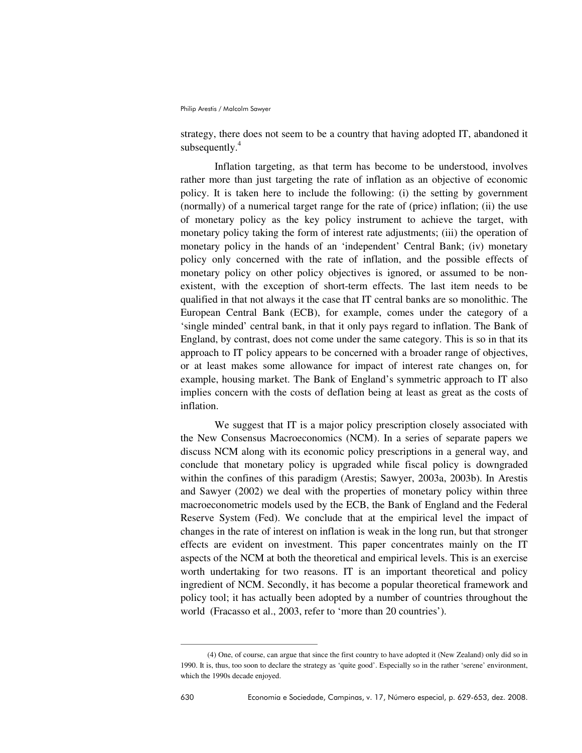strategy, there does not seem to be a country that having adopted IT, abandoned it subsequently.[4]

Inflation targeting, as that term has become to be understood, involves rather more than just targeting the rate of inflation as an objective of economic policy. It is taken here to include the following: (i) the setting by government (normally) of a numerical target range for the rate of (price) inflation; (ii) the use of monetary policy as the key policy instrument to achieve the target, with monetary policy taking the form of interest rate adjustments; (iii) the operation of monetary policy in the hands of an 'independent' Central Bank; (iv) monetary policy only concerned with the rate of inflation, and the possible effects of monetary policy on other policy objectives is ignored, or assumed to be non-existent, with the exception of short-term effects. The last item needs to be qualified in that not always it the case that IT central banks are so monolithic. The European Central Bank (ECB), for example, comes under the category of a 'single minded' central bank, in that it only pays regard to inflation. The Bank of England, by contrast, does not come under the same category. This is so in that its approach to IT policy appears to be concerned with a broader range of objectives, or at least makes some allowance for impact of interest rate changes on, for example, housing market. The Bank of England's symmetric approach to IT also implies concern with the costs of deflation being at least as great as the costs of inflation.

We suggest that IT is a major policy prescription closely associated with the New Consensus Macroeconomics (NCM). In a series of separate papers we discuss NCM along with its economic policy prescriptions in a general way, and conclude that monetary policy is upgraded while fiscal policy is downgraded within the confines of this paradigm (Arestis; Sawyer, 2003a, 2003b). In Arestis and Sawyer (2002) we deal with the properties of monetary policy within three macroeconometric models used by the ECB, the Bank of England and the Federal Reserve System (Fed). We conclude that at the empirical level the impact of changes in the rate of interest on inflation is weak in the long run, but that stronger effects are evident on investment. This paper concentrates mainly on the IT aspects of the NCM at both the theoretical and empirical levels. This is an exercise worth undertaking for two reasons. IT is an important theoretical and policy ingredient of NCM. Secondly, it has become a popular theoretical framework and policy tool; it has actually been adopted by a number of countries throughout the world (Fracasso et al., 2003, refer to 'more than 20 countries').

---

(4) One, of course, can argue that since the first country to have adopted it (New Zealand) only did so in 1990. It is, thus, too soon to declare the strategy as 'quite good'. Especially so in the rather 'serene' environment, which the 1990s decade enjoyed.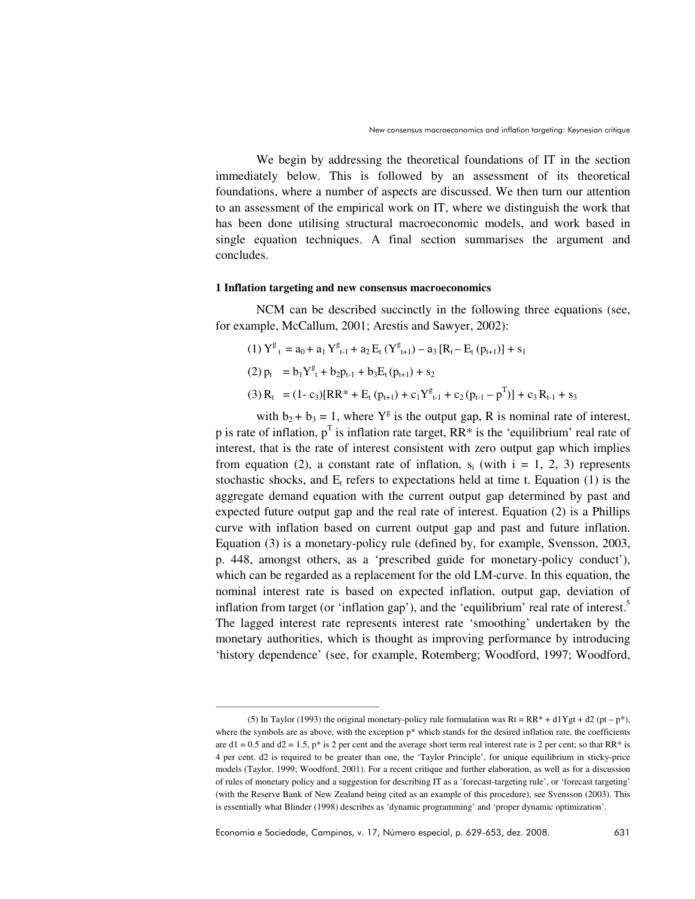We begin by addressing the theoretical foundations of IT in the section immediately below. This is followed by an assessment of its theoretical foundations, where a number of aspects are discussed. We then turn our attention to an assessment of the empirical work on IT, where we distinguish the work that has been done utilising structural macroeconomic models, and work based in single equation techniques. A final section summarises the argument and concludes.

**1 Inflation targeting and new consensus macroeconomics**

NCM can be described succinctly in the following three equations (see, for example, McCallum, 2001; Arestis and Sawyer, 2002):

$$(1)\ Y^g_t = a_0 + a_1 Y^g_{t-1} + a_2 E_t (Y^g_{t+1}) - a_3 [R_t - E_t (p_{t+1})] + s_1$$

$$(2)\ p_t = b_1 Y^g_t + b_2 p_{t-1} + b_3 E_t (p_{t+1}) + s_2$$

$$(3)\ R_t = (1 - c_3)[RR^* + E_t (p_{t+1}) + c_1 Y^g_{t-1} + c_2 (p_{t-1} - p^T)] + c_3 R_{t-1} + s_3$$

with $b_2 + b_3 = 1$, where $Y^g$ is the output gap, R is nominal rate of interest, p is rate of inflation, $p^T$ is inflation rate target, $RR^*$ is the 'equilibrium' real rate of interest, that is the rate of interest consistent with zero output gap which implies from equation (2), a constant rate of inflation, $s_i$ (with i = 1, 2, 3) represents stochastic shocks, and $E_t$ refers to expectations held at time t. Equation (1) is the aggregate demand equation with the current output gap determined by past and expected future output gap and the real rate of interest. Equation (2) is a Phillips curve with inflation based on current output gap and past and future inflation. Equation (3) is a monetary-policy rule (defined by, for example, Svensson, 2003, p. 448, amongst others, as a 'prescribed guide for monetary-policy conduct'), which can be regarded as a replacement for the old LM-curve. In this equation, the nominal interest rate is based on expected inflation, output gap, deviation of inflation from target (or 'inflation gap'), and the 'equilibrium' real rate of interest.[5] The lagged interest rate represents interest rate 'smoothing' undertaken by the monetary authorities, which is thought as improving performance by introducing 'history dependence' (see, for example, Rotemberg; Woodford, 1997; Woodford,

---

(5) In Taylor (1993) the original monetary-policy rule formulation was $Rt = RR^* + d1Ygt + d2\ (pt - p^*)$, where the symbols are as above, with the exception p* which stands for the desired inflation rate, the coefficients are d1 = 0.5 and d2 = 1.5, p* is 2 per cent and the average short term real interest rate is 2 per cent; so that RR* is 4 per cent. d2 is required to be greater than one, the 'Taylor Principle', for unique equilibrium in sticky-price models (Taylor, 1999; Woodford, 2001). For a recent critique and further elaboration, as well as for a discussion of rules of monetary policy and a suggestion for describing IT as a 'forecast-targeting rule', or 'forecast targeting' (with the Reserve Bank of New Zealand being cited as an example of this procedure), see Svensson (2003). This is essentially what Blinder (1998) describes as 'dynamic programming' and 'proper dynamic optimization'.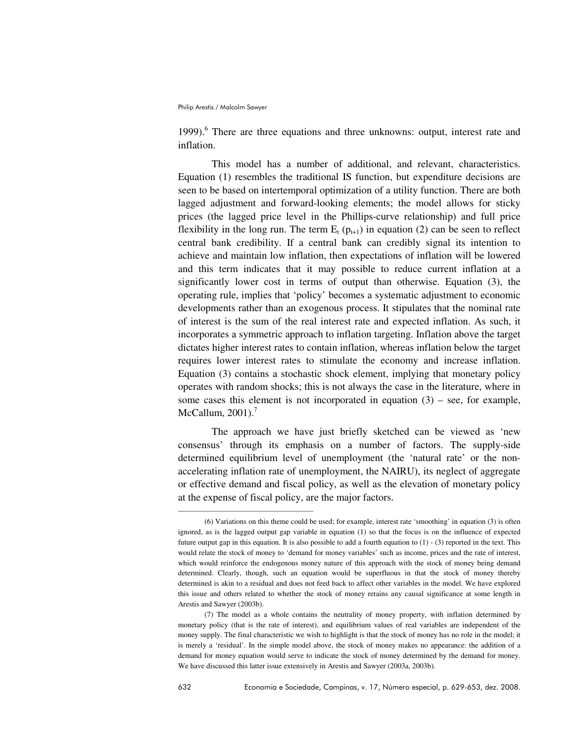1999).[6] There are three equations and three unknowns: output, interest rate and inflation.

This model has a number of additional, and relevant, characteristics. Equation (1) resembles the traditional IS function, but expenditure decisions are seen to be based on intertemporal optimization of a utility function. There are both lagged adjustment and forward-looking elements; the model allows for sticky prices (the lagged price level in the Phillips-curve relationship) and full price flexibility in the long run. The term $E_t\,(p_{t+1})$ in equation (2) can be seen to reflect central bank credibility. If a central bank can credibly signal its intention to achieve and maintain low inflation, then expectations of inflation will be lowered and this term indicates that it may possible to reduce current inflation at a significantly lower cost in terms of output than otherwise. Equation (3), the operating rule, implies that 'policy' becomes a systematic adjustment to economic developments rather than an exogenous process. It stipulates that the nominal rate of interest is the sum of the real interest rate and expected inflation. As such, it incorporates a symmetric approach to inflation targeting. Inflation above the target dictates higher interest rates to contain inflation, whereas inflation below the target requires lower interest rates to stimulate the economy and increase inflation. Equation (3) contains a stochastic shock element, implying that monetary policy operates with random shocks; this is not always the case in the literature, where in some cases this element is not incorporated in equation (3) – see, for example, McCallum, 2001).[7]

The approach we have just briefly sketched can be viewed as 'new consensus' through its emphasis on a number of factors. The supply-side determined equilibrium level of unemployment (the 'natural rate' or the non-accelerating inflation rate of unemployment, the NAIRU), its neglect of aggregate or effective demand and fiscal policy, as well as the elevation of monetary policy at the expense of fiscal policy, are the major factors.

---

(6) Variations on this theme could be used; for example, interest rate 'smoothing' in equation (3) is often ignored, as is the lagged output gap variable in equation (1) so that the focus is on the influence of expected future output gap in this equation. It is also possible to add a fourth equation to (1) - (3) reported in the text. This would relate the stock of money to 'demand for money variables' such as income, prices and the rate of interest, which would reinforce the endogenous money nature of this approach with the stock of money being demand determined. Clearly, though, such an equation would be superfluous in that the stock of money thereby determined is akin to a residual and does not feed back to affect other variables in the model. We have explored this issue and others related to whether the stock of money retains any causal significance at some length in Arestis and Sawyer (2003b).

(7) The model as a whole contains the neutrality of money property, with inflation determined by monetary policy (that is the rate of interest), and equilibrium values of real variables are independent of the money supply. The final characteristic we wish to highlight is that the stock of money has no role in the model; it is merely a 'residual'. In the simple model above, the stock of money makes no appearance: the addition of a demand for money equation would serve to indicate the stock of money determined by the demand for money. We have discussed this latter issue extensively in Arestis and Sawyer (2003a, 2003b).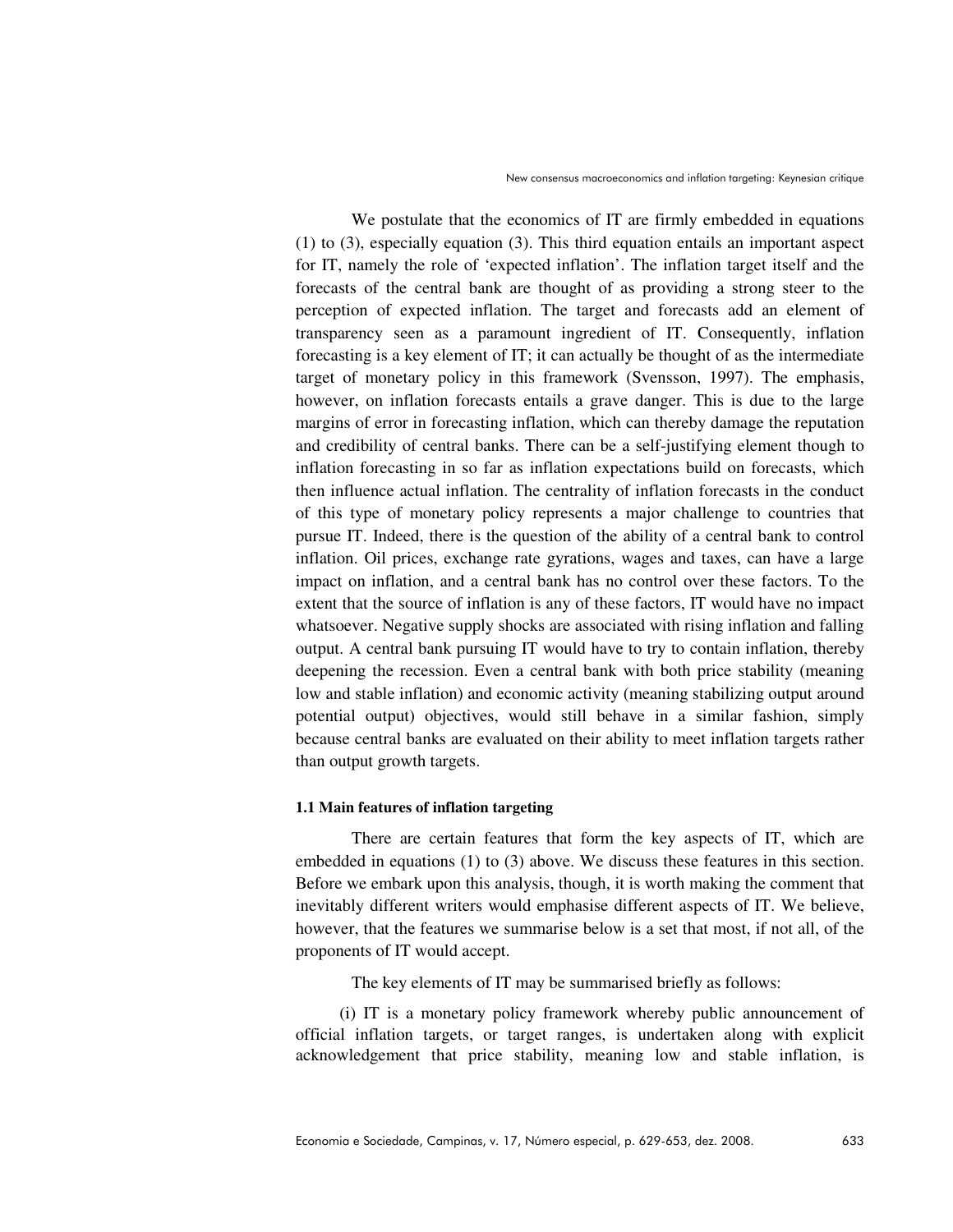We postulate that the economics of IT are firmly embedded in equations (1) to (3), especially equation (3). This third equation entails an important aspect for IT, namely the role of 'expected inflation'. The inflation target itself and the forecasts of the central bank are thought of as providing a strong steer to the perception of expected inflation. The target and forecasts add an element of transparency seen as a paramount ingredient of IT. Consequently, inflation forecasting is a key element of IT; it can actually be thought of as the intermediate target of monetary policy in this framework (Svensson, 1997). The emphasis, however, on inflation forecasts entails a grave danger. This is due to the large margins of error in forecasting inflation, which can thereby damage the reputation and credibility of central banks. There can be a self-justifying element though to inflation forecasting in so far as inflation expectations build on forecasts, which then influence actual inflation. The centrality of inflation forecasts in the conduct of this type of monetary policy represents a major challenge to countries that pursue IT. Indeed, there is the question of the ability of a central bank to control inflation. Oil prices, exchange rate gyrations, wages and taxes, can have a large impact on inflation, and a central bank has no control over these factors. To the extent that the source of inflation is any of these factors, IT would have no impact whatsoever. Negative supply shocks are associated with rising inflation and falling output. A central bank pursuing IT would have to try to contain inflation, thereby deepening the recession. Even a central bank with both price stability (meaning low and stable inflation) and economic activity (meaning stabilizing output around potential output) objectives, would still behave in a similar fashion, simply because central banks are evaluated on their ability to meet inflation targets rather than output growth targets.

### 1.1 Main features of inflation targeting

There are certain features that form the key aspects of IT, which are embedded in equations (1) to (3) above. We discuss these features in this section. Before we embark upon this analysis, though, it is worth making the comment that inevitably different writers would emphasise different aspects of IT. We believe, however, that the features we summarise below is a set that most, if not all, of the proponents of IT would accept.

The key elements of IT may be summarised briefly as follows:

(i) IT is a monetary policy framework whereby public announcement of official inflation targets, or target ranges, is undertaken along with explicit acknowledgement that price stability, meaning low and stable inflation, is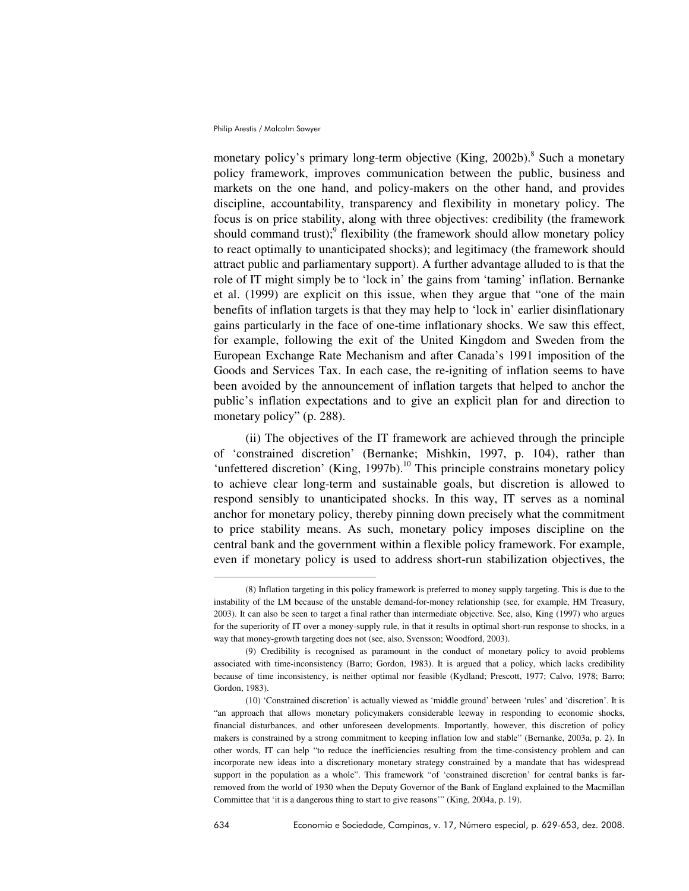monetary policy's primary long-term objective (King, 2002b).[8] Such a monetary policy framework, improves communication between the public, business and markets on the one hand, and policy-makers on the other hand, and provides discipline, accountability, transparency and flexibility in monetary policy. The focus is on price stability, along with three objectives: credibility (the framework should command trust);[9] flexibility (the framework should allow monetary policy to react optimally to unanticipated shocks); and legitimacy (the framework should attract public and parliamentary support). A further advantage alluded to is that the role of IT might simply be to 'lock in' the gains from 'taming' inflation. Bernanke et al. (1999) are explicit on this issue, when they argue that "one of the main benefits of inflation targets is that they may help to 'lock in' earlier disinflationary gains particularly in the face of one-time inflationary shocks. We saw this effect, for example, following the exit of the United Kingdom and Sweden from the European Exchange Rate Mechanism and after Canada's 1991 imposition of the Goods and Services Tax. In each case, the re-igniting of inflation seems to have been avoided by the announcement of inflation targets that helped to anchor the public's inflation expectations and to give an explicit plan for and direction to monetary policy" (p. 288).

(ii) The objectives of the IT framework are achieved through the principle of 'constrained discretion' (Bernanke; Mishkin, 1997, p. 104), rather than 'unfettered discretion' (King, 1997b).[10] This principle constrains monetary policy to achieve clear long-term and sustainable goals, but discretion is allowed to respond sensibly to unanticipated shocks. In this way, IT serves as a nominal anchor for monetary policy, thereby pinning down precisely what the commitment to price stability means. As such, monetary policy imposes discipline on the central bank and the government within a flexible policy framework. For example, even if monetary policy is used to address short-run stabilization objectives, the

---

(8) Inflation targeting in this policy framework is preferred to money supply targeting. This is due to the instability of the LM because of the unstable demand-for-money relationship (see, for example, HM Treasury, 2003). It can also be seen to target a final rather than intermediate objective. See, also, King (1997) who argues for the superiority of IT over a money-supply rule, in that it results in optimal short-run response to shocks, in a way that money-growth targeting does not (see, also, Svensson; Woodford, 2003).

(9) Credibility is recognised as paramount in the conduct of monetary policy to avoid problems associated with time-inconsistency (Barro; Gordon, 1983). It is argued that a policy, which lacks credibility because of time inconsistency, is neither optimal nor feasible (Kydland; Prescott, 1977; Calvo, 1978; Barro; Gordon, 1983).

(10) 'Constrained discretion' is actually viewed as 'middle ground' between 'rules' and 'discretion'. It is "an approach that allows monetary policymakers considerable leeway in responding to economic shocks, financial disturbances, and other unforeseen developments. Importantly, however, this discretion of policy makers is constrained by a strong commitment to keeping inflation low and stable" (Bernanke, 2003a, p. 2). In other words, IT can help "to reduce the inefficiencies resulting from the time-consistency problem and can incorporate new ideas into a discretionary monetary strategy constrained by a mandate that has widespread support in the population as a whole". This framework "of 'constrained discretion' for central banks is far-removed from the world of 1930 when the Deputy Governor of the Bank of England explained to the Macmillan Committee that 'it is a dangerous thing to start to give reasons'" (King, 2004a, p. 19).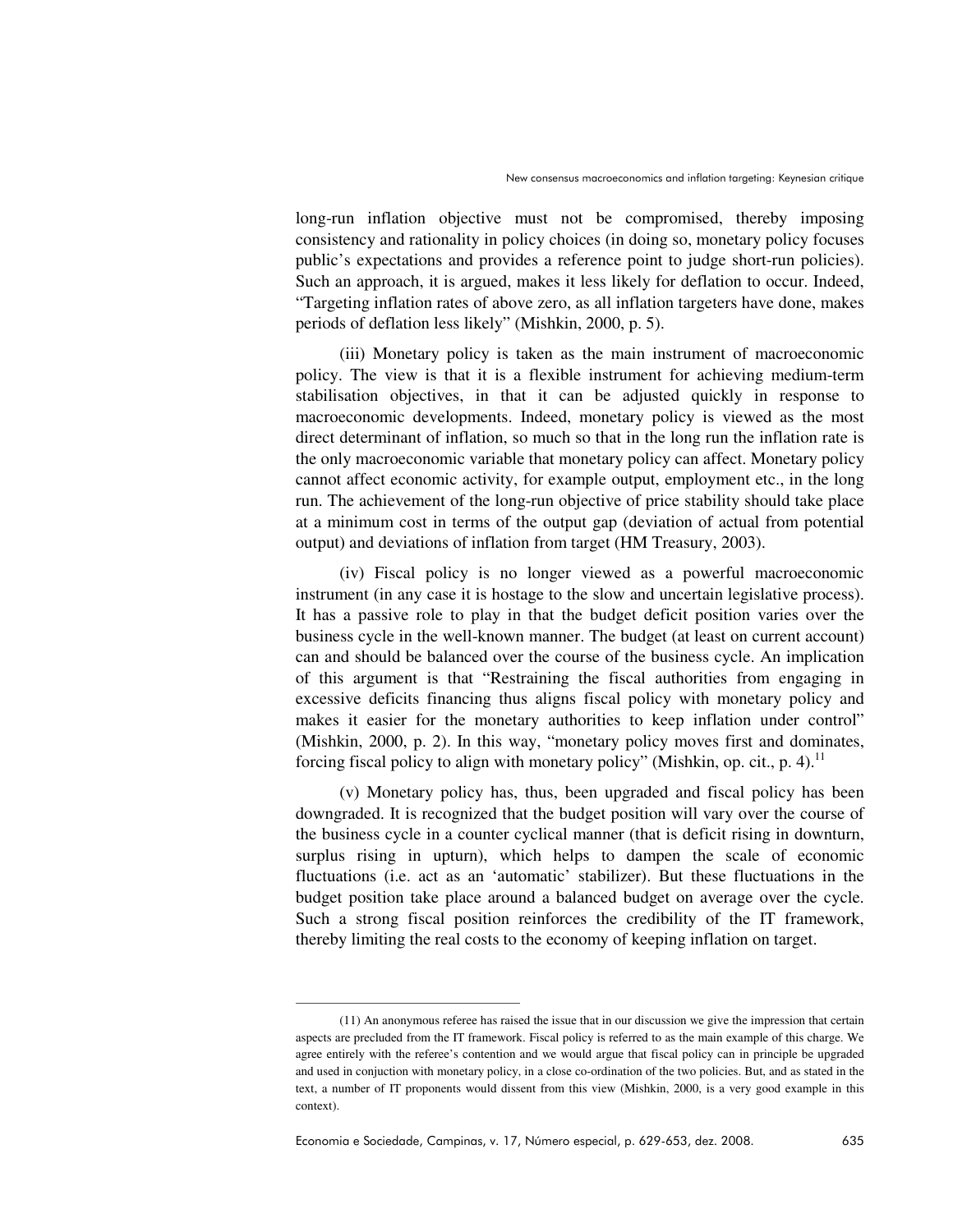long-run inflation objective must not be compromised, thereby imposing consistency and rationality in policy choices (in doing so, monetary policy focuses public's expectations and provides a reference point to judge short-run policies). Such an approach, it is argued, makes it less likely for deflation to occur. Indeed, "Targeting inflation rates of above zero, as all inflation targeters have done, makes periods of deflation less likely" (Mishkin, 2000, p. 5).

(iii) Monetary policy is taken as the main instrument of macroeconomic policy. The view is that it is a flexible instrument for achieving medium-term stabilisation objectives, in that it can be adjusted quickly in response to macroeconomic developments. Indeed, monetary policy is viewed as the most direct determinant of inflation, so much so that in the long run the inflation rate is the only macroeconomic variable that monetary policy can affect. Monetary policy cannot affect economic activity, for example output, employment etc., in the long run. The achievement of the long-run objective of price stability should take place at a minimum cost in terms of the output gap (deviation of actual from potential output) and deviations of inflation from target (HM Treasury, 2003).

(iv) Fiscal policy is no longer viewed as a powerful macroeconomic instrument (in any case it is hostage to the slow and uncertain legislative process). It has a passive role to play in that the budget deficit position varies over the business cycle in the well-known manner. The budget (at least on current account) can and should be balanced over the course of the business cycle. An implication of this argument is that "Restraining the fiscal authorities from engaging in excessive deficits financing thus aligns fiscal policy with monetary policy and makes it easier for the monetary authorities to keep inflation under control" (Mishkin, 2000, p. 2). In this way, "monetary policy moves first and dominates, forcing fiscal policy to align with monetary policy" (Mishkin, op. cit., p. 4).[11]

(v) Monetary policy has, thus, been upgraded and fiscal policy has been downgraded. It is recognized that the budget position will vary over the course of the business cycle in a counter cyclical manner (that is deficit rising in downturn, surplus rising in upturn), which helps to dampen the scale of economic fluctuations (i.e. act as an 'automatic' stabilizer). But these fluctuations in the budget position take place around a balanced budget on average over the cycle. Such a strong fiscal position reinforces the credibility of the IT framework, thereby limiting the real costs to the economy of keeping inflation on target.

---

(11) An anonymous referee has raised the issue that in our discussion we give the impression that certain aspects are precluded from the IT framework. Fiscal policy is referred to as the main example of this charge. We agree entirely with the referee's contention and we would argue that fiscal policy can in principle be upgraded and used in conjuction with monetary policy, in a close co-ordination of the two policies. But, and as stated in the text, a number of IT proponents would dissent from this view (Mishkin, 2000, is a very good example in this context).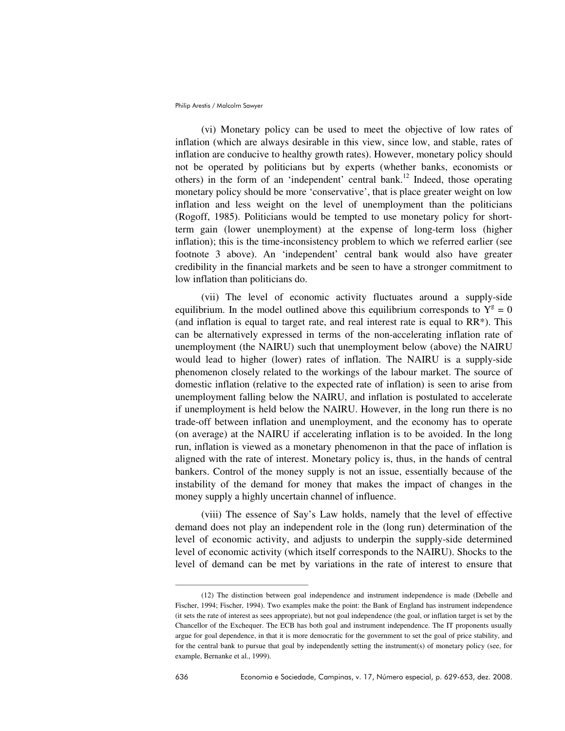(vi) Monetary policy can be used to meet the objective of low rates of inflation (which are always desirable in this view, since low, and stable, rates of inflation are conducive to healthy growth rates). However, monetary policy should not be operated by politicians but by experts (whether banks, economists or others) in the form of an 'independent' central bank.[12] Indeed, those operating monetary policy should be more 'conservative', that is place greater weight on low inflation and less weight on the level of unemployment than the politicians (Rogoff, 1985). Politicians would be tempted to use monetary policy for short-term gain (lower unemployment) at the expense of long-term loss (higher inflation); this is the time-inconsistency problem to which we referred earlier (see footnote 3 above). An 'independent' central bank would also have greater credibility in the financial markets and be seen to have a stronger commitment to low inflation than politicians do.

(vii) The level of economic activity fluctuates around a supply-side equilibrium. In the model outlined above this equilibrium corresponds to $Y^g = 0$ (and inflation is equal to target rate, and real interest rate is equal to RR*). This can be alternatively expressed in terms of the non-accelerating inflation rate of unemployment (the NAIRU) such that unemployment below (above) the NAIRU would lead to higher (lower) rates of inflation. The NAIRU is a supply-side phenomenon closely related to the workings of the labour market. The source of domestic inflation (relative to the expected rate of inflation) is seen to arise from unemployment falling below the NAIRU, and inflation is postulated to accelerate if unemployment is held below the NAIRU. However, in the long run there is no trade-off between inflation and unemployment, and the economy has to operate (on average) at the NAIRU if accelerating inflation is to be avoided. In the long run, inflation is viewed as a monetary phenomenon in that the pace of inflation is aligned with the rate of interest. Monetary policy is, thus, in the hands of central bankers. Control of the money supply is not an issue, essentially because of the instability of the demand for money that makes the impact of changes in the money supply a highly uncertain channel of influence.

(viii) The essence of Say's Law holds, namely that the level of effective demand does not play an independent role in the (long run) determination of the level of economic activity, and adjusts to underpin the supply-side determined level of economic activity (which itself corresponds to the NAIRU). Shocks to the level of demand can be met by variations in the rate of interest to ensure that

---

(12) The distinction between goal independence and instrument independence is made (Debelle and Fischer, 1994; Fischer, 1994). Two examples make the point: the Bank of England has instrument independence (it sets the rate of interest as sees appropriate), but not goal independence (the goal, or inflation target is set by the Chancellor of the Exchequer. The ECB has both goal and instrument independence. The IT proponents usually argue for goal dependence, in that it is more democratic for the government to set the goal of price stability, and for the central bank to pursue that goal by independently setting the instrument(s) of monetary policy (see, for example, Bernanke et al., 1999).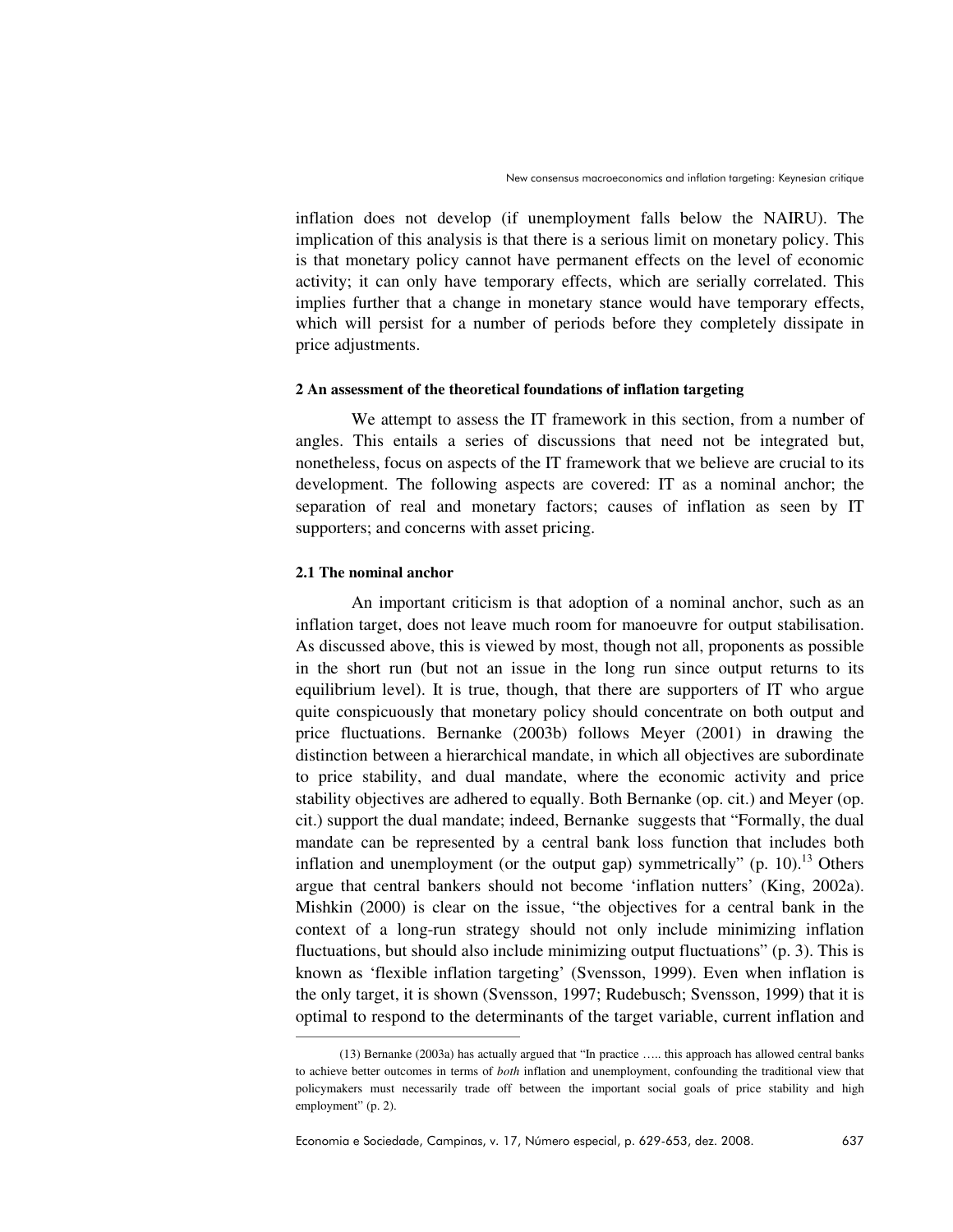inflation does not develop (if unemployment falls below the NAIRU). The implication of this analysis is that there is a serious limit on monetary policy. This is that monetary policy cannot have permanent effects on the level of economic activity; it can only have temporary effects, which are serially correlated. This implies further that a change in monetary stance would have temporary effects, which will persist for a number of periods before they completely dissipate in price adjustments.

### 2 An assessment of the theoretical foundations of inflation targeting

We attempt to assess the IT framework in this section, from a number of angles. This entails a series of discussions that need not be integrated but, nonetheless, focus on aspects of the IT framework that we believe are crucial to its development. The following aspects are covered: IT as a nominal anchor; the separation of real and monetary factors; causes of inflation as seen by IT supporters; and concerns with asset pricing.

#### 2.1 The nominal anchor

An important criticism is that adoption of a nominal anchor, such as an inflation target, does not leave much room for manoeuvre for output stabilisation. As discussed above, this is viewed by most, though not all, proponents as possible in the short run (but not an issue in the long run since output returns to its equilibrium level). It is true, though, that there are supporters of IT who argue quite conspicuously that monetary policy should concentrate on both output and price fluctuations. Bernanke (2003b) follows Meyer (2001) in drawing the distinction between a hierarchical mandate, in which all objectives are subordinate to price stability, and dual mandate, where the economic activity and price stability objectives are adhered to equally. Both Bernanke (op. cit.) and Meyer (op. cit.) support the dual mandate; indeed, Bernanke suggests that "Formally, the dual mandate can be represented by a central bank loss function that includes both inflation and unemployment (or the output gap) symmetrically" (p. 10).[13] Others argue that central bankers should not become 'inflation nutters' (King, 2002a). Mishkin (2000) is clear on the issue, "the objectives for a central bank in the context of a long-run strategy should not only include minimizing inflation fluctuations, but should also include minimizing output fluctuations" (p. 3). This is known as 'flexible inflation targeting' (Svensson, 1999). Even when inflation is the only target, it is shown (Svensson, 1997; Rudebusch; Svensson, 1999) that it is optimal to respond to the determinants of the target variable, current inflation and

---

(13) Bernanke (2003a) has actually argued that "In practice ….. this approach has allowed central banks to achieve better outcomes in terms of *both* inflation and unemployment, confounding the traditional view that policymakers must necessarily trade off between the important social goals of price stability and high employment" (p. 2).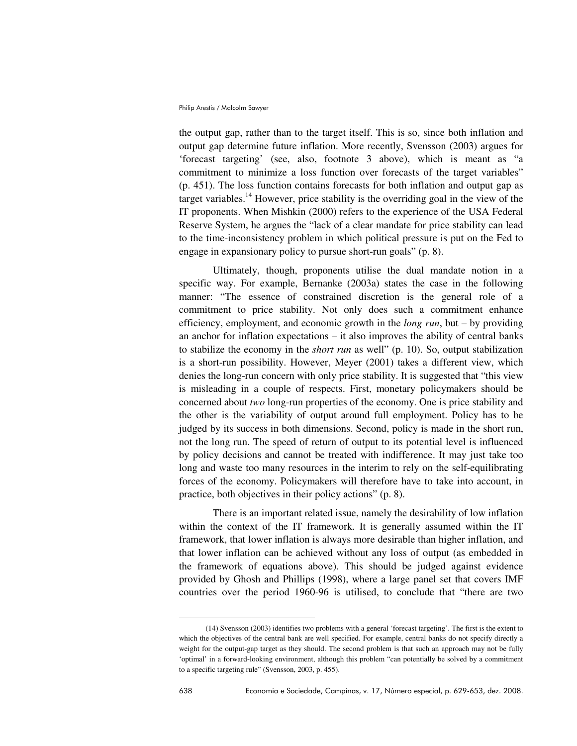the output gap, rather than to the target itself. This is so, since both inflation and output gap determine future inflation. More recently, Svensson (2003) argues for 'forecast targeting' (see, also, footnote 3 above), which is meant as "a commitment to minimize a loss function over forecasts of the target variables" (p. 451). The loss function contains forecasts for both inflation and output gap as target variables.[14] However, price stability is the overriding goal in the view of the IT proponents. When Mishkin (2000) refers to the experience of the USA Federal Reserve System, he argues the "lack of a clear mandate for price stability can lead to the time-inconsistency problem in which political pressure is put on the Fed to engage in expansionary policy to pursue short-run goals" (p. 8).

Ultimately, though, proponents utilise the dual mandate notion in a specific way. For example, Bernanke (2003a) states the case in the following manner: "The essence of constrained discretion is the general role of a commitment to price stability. Not only does such a commitment enhance efficiency, employment, and economic growth in the *long run*, but – by providing an anchor for inflation expectations – it also improves the ability of central banks to stabilize the economy in the *short run* as well" (p. 10). So, output stabilization is a short-run possibility. However, Meyer (2001) takes a different view, which denies the long-run concern with only price stability. It is suggested that "this view is misleading in a couple of respects. First, monetary policymakers should be concerned about *two* long-run properties of the economy. One is price stability and the other is the variability of output around full employment. Policy has to be judged by its success in both dimensions. Second, policy is made in the short run, not the long run. The speed of return of output to its potential level is influenced by policy decisions and cannot be treated with indifference. It may just take too long and waste too many resources in the interim to rely on the self-equilibrating forces of the economy. Policymakers will therefore have to take into account, in practice, both objectives in their policy actions" (p. 8).

There is an important related issue, namely the desirability of low inflation within the context of the IT framework. It is generally assumed within the IT framework, that lower inflation is always more desirable than higher inflation, and that lower inflation can be achieved without any loss of output (as embedded in the framework of equations above). This should be judged against evidence provided by Ghosh and Phillips (1998), where a large panel set that covers IMF countries over the period 1960-96 is utilised, to conclude that "there are two

(14) Svensson (2003) identifies two problems with a general 'forecast targeting'. The first is the extent to which the objectives of the central bank are well specified. For example, central banks do not specify directly a weight for the output-gap target as they should. The second problem is that such an approach may not be fully 'optimal' in a forward-looking environment, although this problem "can potentially be solved by a commitment to a specific targeting rule" (Svensson, 2003, p. 455).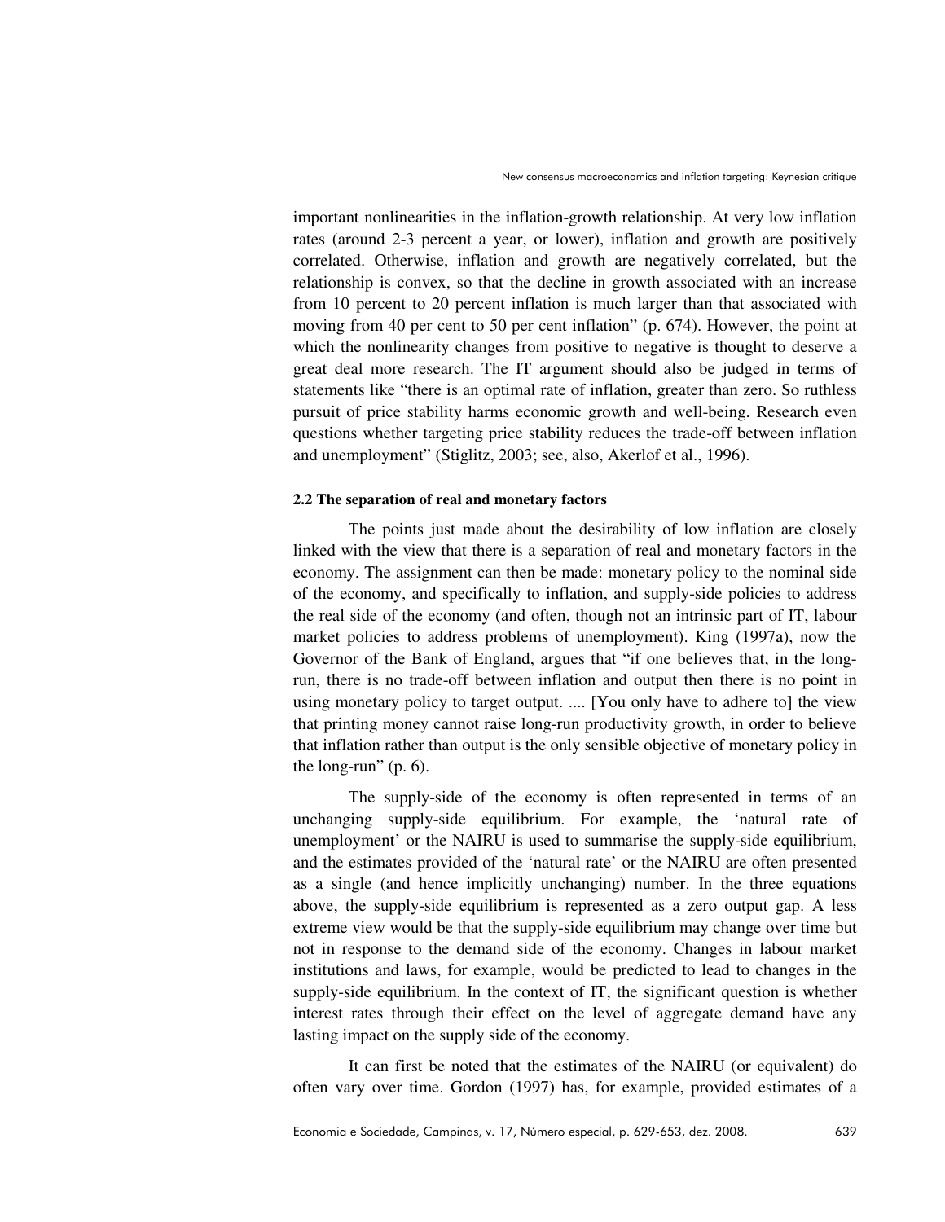important nonlinearities in the inflation-growth relationship. At very low inflation rates (around 2-3 percent a year, or lower), inflation and growth are positively correlated. Otherwise, inflation and growth are negatively correlated, but the relationship is convex, so that the decline in growth associated with an increase from 10 percent to 20 percent inflation is much larger than that associated with moving from 40 per cent to 50 per cent inflation" (p. 674). However, the point at which the nonlinearity changes from positive to negative is thought to deserve a great deal more research. The IT argument should also be judged in terms of statements like "there is an optimal rate of inflation, greater than zero. So ruthless pursuit of price stability harms economic growth and well-being. Research even questions whether targeting price stability reduces the trade-off between inflation and unemployment" (Stiglitz, 2003; see, also, Akerlof et al., 1996).

### 2.2 The separation of real and monetary factors

The points just made about the desirability of low inflation are closely linked with the view that there is a separation of real and monetary factors in the economy. The assignment can then be made: monetary policy to the nominal side of the economy, and specifically to inflation, and supply-side policies to address the real side of the economy (and often, though not an intrinsic part of IT, labour market policies to address problems of unemployment). King (1997a), now the Governor of the Bank of England, argues that "if one believes that, in the long-run, there is no trade-off between inflation and output then there is no point in using monetary policy to target output. .... [You only have to adhere to] the view that printing money cannot raise long-run productivity growth, in order to believe that inflation rather than output is the only sensible objective of monetary policy in the long-run" (p. 6).

The supply-side of the economy is often represented in terms of an unchanging supply-side equilibrium. For example, the 'natural rate of unemployment' or the NAIRU is used to summarise the supply-side equilibrium, and the estimates provided of the 'natural rate' or the NAIRU are often presented as a single (and hence implicitly unchanging) number. In the three equations above, the supply-side equilibrium is represented as a zero output gap. A less extreme view would be that the supply-side equilibrium may change over time but not in response to the demand side of the economy. Changes in labour market institutions and laws, for example, would be predicted to lead to changes in the supply-side equilibrium. In the context of IT, the significant question is whether interest rates through their effect on the level of aggregate demand have any lasting impact on the supply side of the economy.

It can first be noted that the estimates of the NAIRU (or equivalent) do often vary over time. Gordon (1997) has, for example, provided estimates of a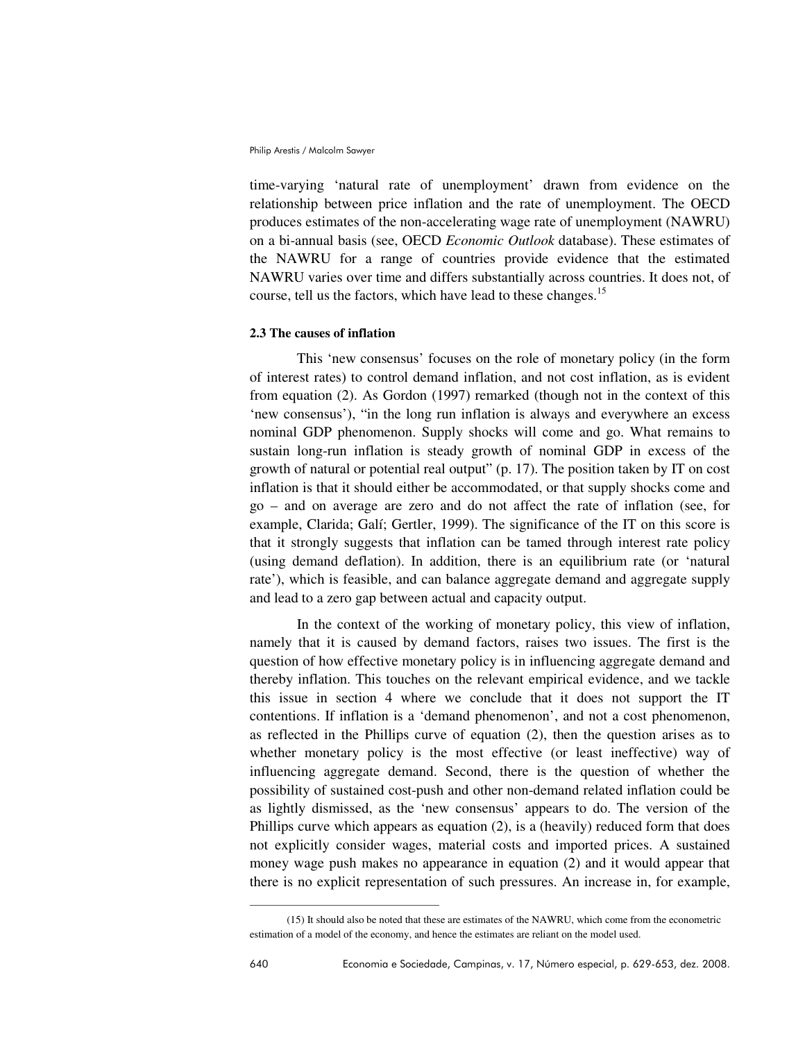time-varying 'natural rate of unemployment' drawn from evidence on the relationship between price inflation and the rate of unemployment. The OECD produces estimates of the non-accelerating wage rate of unemployment (NAWRU) on a bi-annual basis (see, OECD *Economic Outlook* database). These estimates of the NAWRU for a range of countries provide evidence that the estimated NAWRU varies over time and differs substantially across countries. It does not, of course, tell us the factors, which have lead to these changes.[15]

**2.3 The causes of inflation**

This 'new consensus' focuses on the role of monetary policy (in the form of interest rates) to control demand inflation, and not cost inflation, as is evident from equation (2). As Gordon (1997) remarked (though not in the context of this 'new consensus'), "in the long run inflation is always and everywhere an excess nominal GDP phenomenon. Supply shocks will come and go. What remains to sustain long-run inflation is steady growth of nominal GDP in excess of the growth of natural or potential real output" (p. 17). The position taken by IT on cost inflation is that it should either be accommodated, or that supply shocks come and go – and on average are zero and do not affect the rate of inflation (see, for example, Clarida; Galí; Gertler, 1999). The significance of the IT on this score is that it strongly suggests that inflation can be tamed through interest rate policy (using demand deflation). In addition, there is an equilibrium rate (or 'natural rate'), which is feasible, and can balance aggregate demand and aggregate supply and lead to a zero gap between actual and capacity output.

In the context of the working of monetary policy, this view of inflation, namely that it is caused by demand factors, raises two issues. The first is the question of how effective monetary policy is in influencing aggregate demand and thereby inflation. This touches on the relevant empirical evidence, and we tackle this issue in section 4 where we conclude that it does not support the IT contentions. If inflation is a 'demand phenomenon', and not a cost phenomenon, as reflected in the Phillips curve of equation (2), then the question arises as to whether monetary policy is the most effective (or least ineffective) way of influencing aggregate demand. Second, there is the question of whether the possibility of sustained cost-push and other non-demand related inflation could be as lightly dismissed, as the 'new consensus' appears to do. The version of the Phillips curve which appears as equation (2), is a (heavily) reduced form that does not explicitly consider wages, material costs and imported prices. A sustained money wage push makes no appearance in equation (2) and it would appear that there is no explicit representation of such pressures. An increase in, for example,

(15) It should also be noted that these are estimates of the NAWRU, which come from the econometric estimation of a model of the economy, and hence the estimates are reliant on the model used.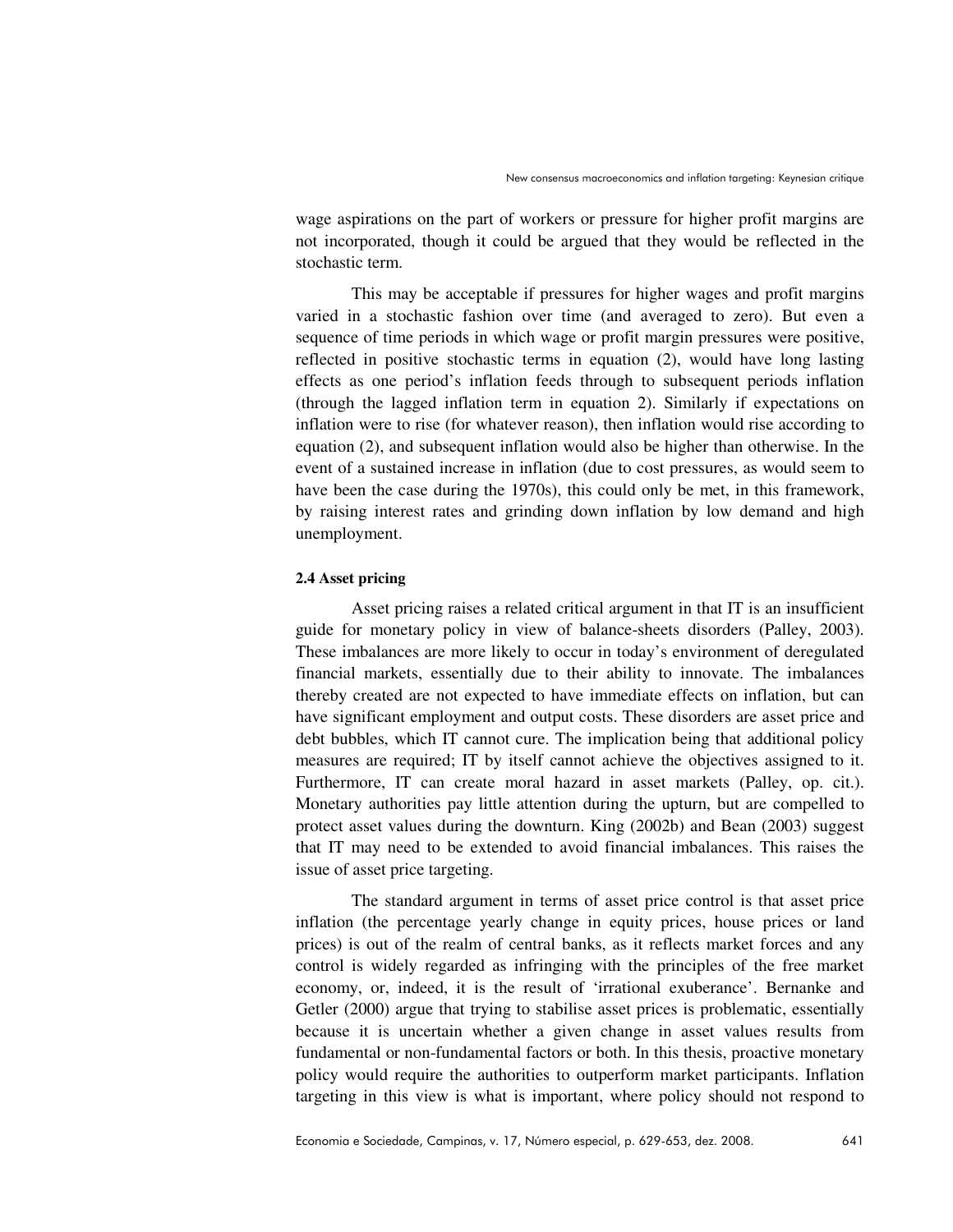wage aspirations on the part of workers or pressure for higher profit margins are not incorporated, though it could be argued that they would be reflected in the stochastic term.

This may be acceptable if pressures for higher wages and profit margins varied in a stochastic fashion over time (and averaged to zero). But even a sequence of time periods in which wage or profit margin pressures were positive, reflected in positive stochastic terms in equation (2), would have long lasting effects as one period's inflation feeds through to subsequent periods inflation (through the lagged inflation term in equation 2). Similarly if expectations on inflation were to rise (for whatever reason), then inflation would rise according to equation (2), and subsequent inflation would also be higher than otherwise. In the event of a sustained increase in inflation (due to cost pressures, as would seem to have been the case during the 1970s), this could only be met, in this framework, by raising interest rates and grinding down inflation by low demand and high unemployment.

#### 2.4 Asset pricing

Asset pricing raises a related critical argument in that IT is an insufficient guide for monetary policy in view of balance-sheets disorders (Palley, 2003). These imbalances are more likely to occur in today's environment of deregulated financial markets, essentially due to their ability to innovate. The imbalances thereby created are not expected to have immediate effects on inflation, but can have significant employment and output costs. These disorders are asset price and debt bubbles, which IT cannot cure. The implication being that additional policy measures are required; IT by itself cannot achieve the objectives assigned to it. Furthermore, IT can create moral hazard in asset markets (Palley, op. cit.). Monetary authorities pay little attention during the upturn, but are compelled to protect asset values during the downturn. King (2002b) and Bean (2003) suggest that IT may need to be extended to avoid financial imbalances. This raises the issue of asset price targeting.

The standard argument in terms of asset price control is that asset price inflation (the percentage yearly change in equity prices, house prices or land prices) is out of the realm of central banks, as it reflects market forces and any control is widely regarded as infringing with the principles of the free market economy, or, indeed, it is the result of 'irrational exuberance'. Bernanke and Getler (2000) argue that trying to stabilise asset prices is problematic, essentially because it is uncertain whether a given change in asset values results from fundamental or non-fundamental factors or both. In this thesis, proactive monetary policy would require the authorities to outperform market participants. Inflation targeting in this view is what is important, where policy should not respond to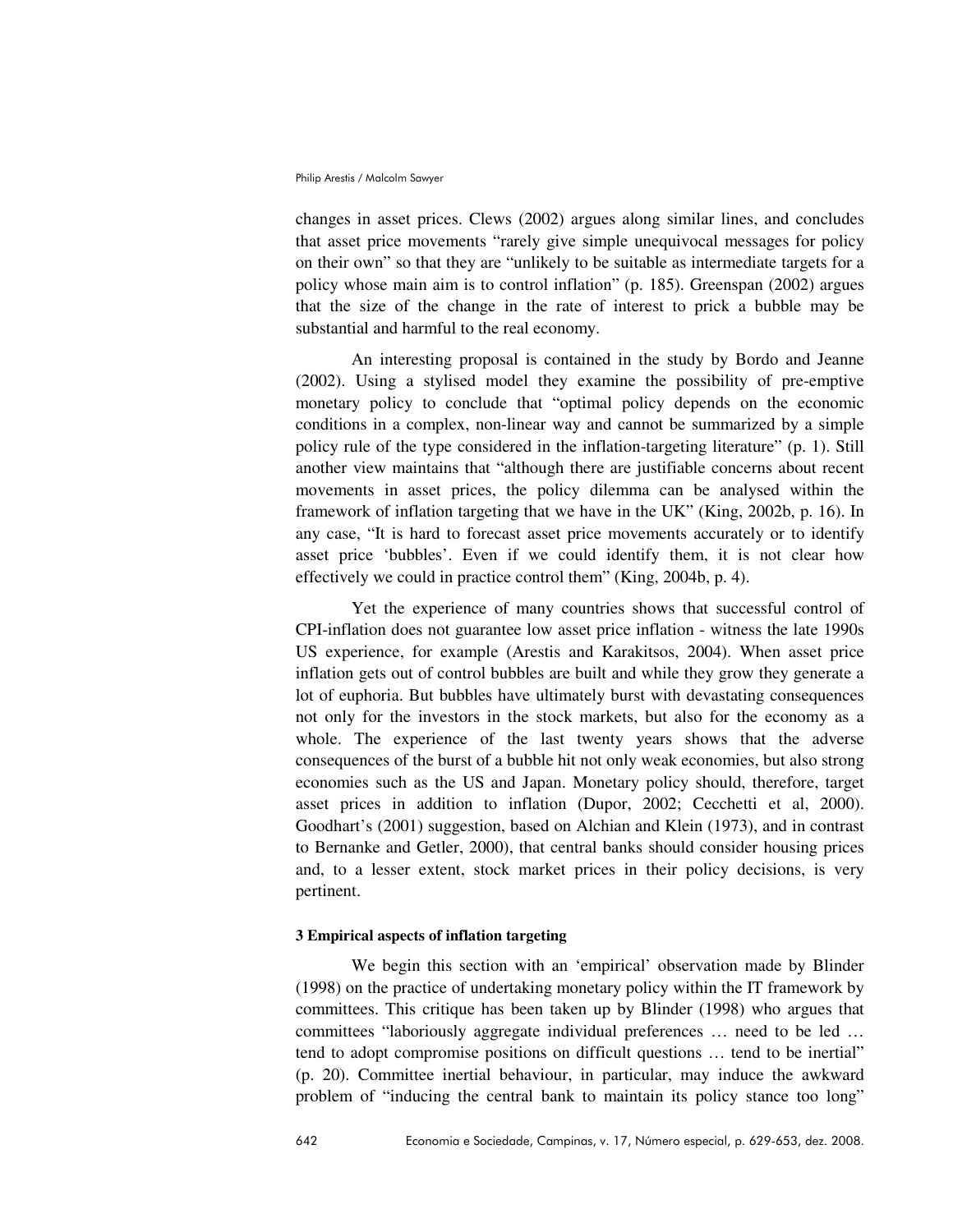changes in asset prices. Clews (2002) argues along similar lines, and concludes that asset price movements "rarely give simple unequivocal messages for policy on their own" so that they are "unlikely to be suitable as intermediate targets for a policy whose main aim is to control inflation" (p. 185). Greenspan (2002) argues that the size of the change in the rate of interest to prick a bubble may be substantial and harmful to the real economy.

An interesting proposal is contained in the study by Bordo and Jeanne (2002). Using a stylised model they examine the possibility of pre-emptive monetary policy to conclude that "optimal policy depends on the economic conditions in a complex, non-linear way and cannot be summarized by a simple policy rule of the type considered in the inflation-targeting literature" (p. 1). Still another view maintains that "although there are justifiable concerns about recent movements in asset prices, the policy dilemma can be analysed within the framework of inflation targeting that we have in the UK" (King, 2002b, p. 16). In any case, "It is hard to forecast asset price movements accurately or to identify asset price 'bubbles'. Even if we could identify them, it is not clear how effectively we could in practice control them" (King, 2004b, p. 4).

Yet the experience of many countries shows that successful control of CPI-inflation does not guarantee low asset price inflation - witness the late 1990s US experience, for example (Arestis and Karakitsos, 2004). When asset price inflation gets out of control bubbles are built and while they grow they generate a lot of euphoria. But bubbles have ultimately burst with devastating consequences not only for the investors in the stock markets, but also for the economy as a whole. The experience of the last twenty years shows that the adverse consequences of the burst of a bubble hit not only weak economies, but also strong economies such as the US and Japan. Monetary policy should, therefore, target asset prices in addition to inflation (Dupor, 2002; Cecchetti et al, 2000). Goodhart's (2001) suggestion, based on Alchian and Klein (1973), and in contrast to Bernanke and Getler, 2000), that central banks should consider housing prices and, to a lesser extent, stock market prices in their policy decisions, is very pertinent.

### 3 Empirical aspects of inflation targeting

We begin this section with an 'empirical' observation made by Blinder (1998) on the practice of undertaking monetary policy within the IT framework by committees. This critique has been taken up by Blinder (1998) who argues that committees "laboriously aggregate individual preferences … need to be led … tend to adopt compromise positions on difficult questions … tend to be inertial" (p. 20). Committee inertial behaviour, in particular, may induce the awkward problem of "inducing the central bank to maintain its policy stance too long"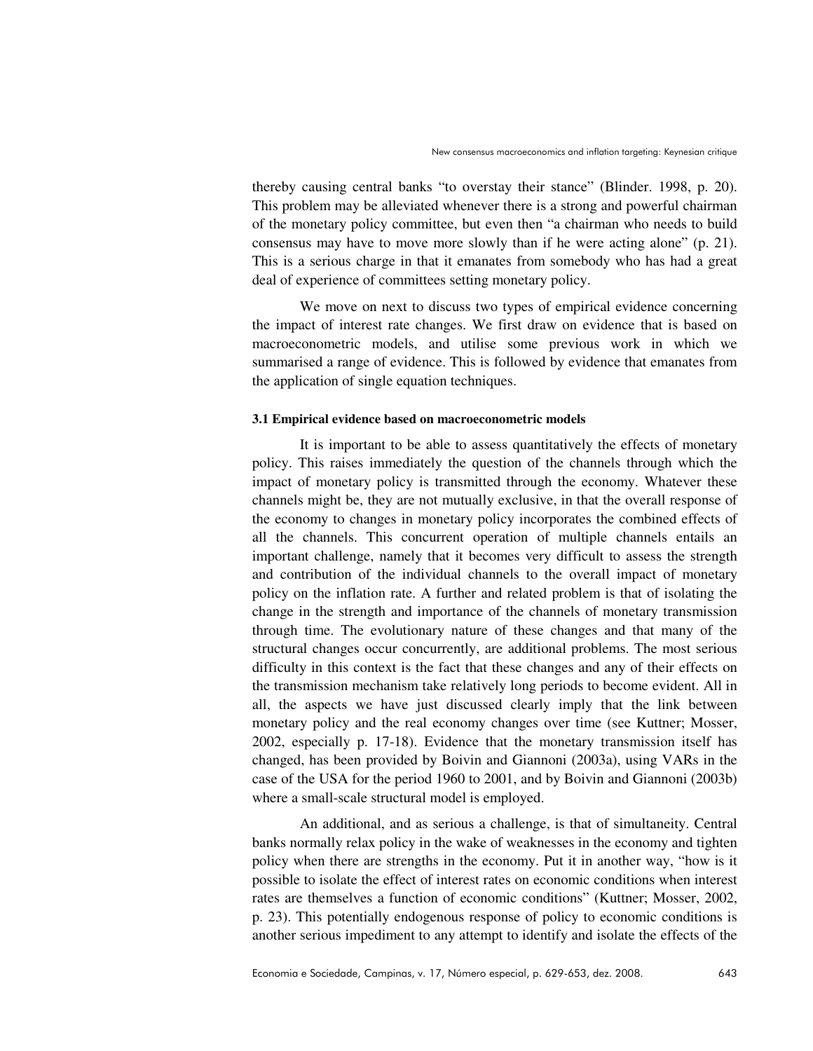thereby causing central banks "to overstay their stance" (Blinder. 1998, p. 20). This problem may be alleviated whenever there is a strong and powerful chairman of the monetary policy committee, but even then "a chairman who needs to build consensus may have to move more slowly than if he were acting alone" (p. 21). This is a serious charge in that it emanates from somebody who has had a great deal of experience of committees setting monetary policy.

We move on next to discuss two types of empirical evidence concerning the impact of interest rate changes. We first draw on evidence that is based on macroeconometric models, and utilise some previous work in which we summarised a range of evidence. This is followed by evidence that emanates from the application of single equation techniques.

### 3.1 Empirical evidence based on macroeconometric models

It is important to be able to assess quantitatively the effects of monetary policy. This raises immediately the question of the channels through which the impact of monetary policy is transmitted through the economy. Whatever these channels might be, they are not mutually exclusive, in that the overall response of the economy to changes in monetary policy incorporates the combined effects of all the channels. This concurrent operation of multiple channels entails an important challenge, namely that it becomes very difficult to assess the strength and contribution of the individual channels to the overall impact of monetary policy on the inflation rate. A further and related problem is that of isolating the change in the strength and importance of the channels of monetary transmission through time. The evolutionary nature of these changes and that many of the structural changes occur concurrently, are additional problems. The most serious difficulty in this context is the fact that these changes and any of their effects on the transmission mechanism take relatively long periods to become evident. All in all, the aspects we have just discussed clearly imply that the link between monetary policy and the real economy changes over time (see Kuttner; Mosser, 2002, especially p. 17-18). Evidence that the monetary transmission itself has changed, has been provided by Boivin and Giannoni (2003a), using VARs in the case of the USA for the period 1960 to 2001, and by Boivin and Giannoni (2003b) where a small-scale structural model is employed.

An additional, and as serious a challenge, is that of simultaneity. Central banks normally relax policy in the wake of weaknesses in the economy and tighten policy when there are strengths in the economy. Put it in another way, "how is it possible to isolate the effect of interest rates on economic conditions when interest rates are themselves a function of economic conditions" (Kuttner; Mosser, 2002, p. 23). This potentially endogenous response of policy to economic conditions is another serious impediment to any attempt to identify and isolate the effects of the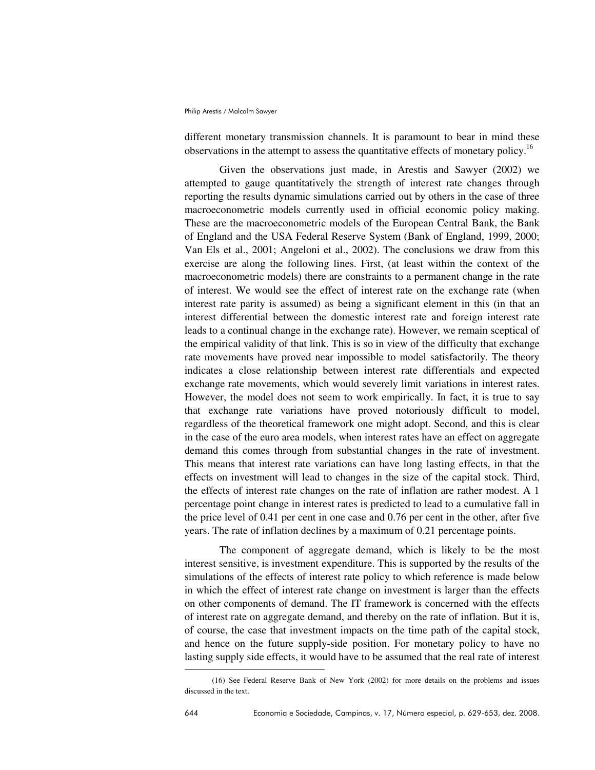different monetary transmission channels. It is paramount to bear in mind these observations in the attempt to assess the quantitative effects of monetary policy.[16]

Given the observations just made, in Arestis and Sawyer (2002) we attempted to gauge quantitatively the strength of interest rate changes through reporting the results dynamic simulations carried out by others in the case of three macroeconometric models currently used in official economic policy making. These are the macroeconometric models of the European Central Bank, the Bank of England and the USA Federal Reserve System (Bank of England, 1999, 2000; Van Els et al., 2001; Angeloni et al., 2002). The conclusions we draw from this exercise are along the following lines. First, (at least within the context of the macroeconometric models) there are constraints to a permanent change in the rate of interest. We would see the effect of interest rate on the exchange rate (when interest rate parity is assumed) as being a significant element in this (in that an interest differential between the domestic interest rate and foreign interest rate leads to a continual change in the exchange rate). However, we remain sceptical of the empirical validity of that link. This is so in view of the difficulty that exchange rate movements have proved near impossible to model satisfactorily. The theory indicates a close relationship between interest rate differentials and expected exchange rate movements, which would severely limit variations in interest rates. However, the model does not seem to work empirically. In fact, it is true to say that exchange rate variations have proved notoriously difficult to model, regardless of the theoretical framework one might adopt. Second, and this is clear in the case of the euro area models, when interest rates have an effect on aggregate demand this comes through from substantial changes in the rate of investment. This means that interest rate variations can have long lasting effects, in that the effects on investment will lead to changes in the size of the capital stock. Third, the effects of interest rate changes on the rate of inflation are rather modest. A 1 percentage point change in interest rates is predicted to lead to a cumulative fall in the price level of 0.41 per cent in one case and 0.76 per cent in the other, after five years. The rate of inflation declines by a maximum of 0.21 percentage points.

The component of aggregate demand, which is likely to be the most interest sensitive, is investment expenditure. This is supported by the results of the simulations of the effects of interest rate policy to which reference is made below in which the effect of interest rate change on investment is larger than the effects on other components of demand. The IT framework is concerned with the effects of interest rate on aggregate demand, and thereby on the rate of inflation. But it is, of course, the case that investment impacts on the time path of the capital stock, and hence on the future supply-side position. For monetary policy to have no lasting supply side effects, it would have to be assumed that the real rate of interest

---

(16) See Federal Reserve Bank of New York (2002) for more details on the problems and issues discussed in the text.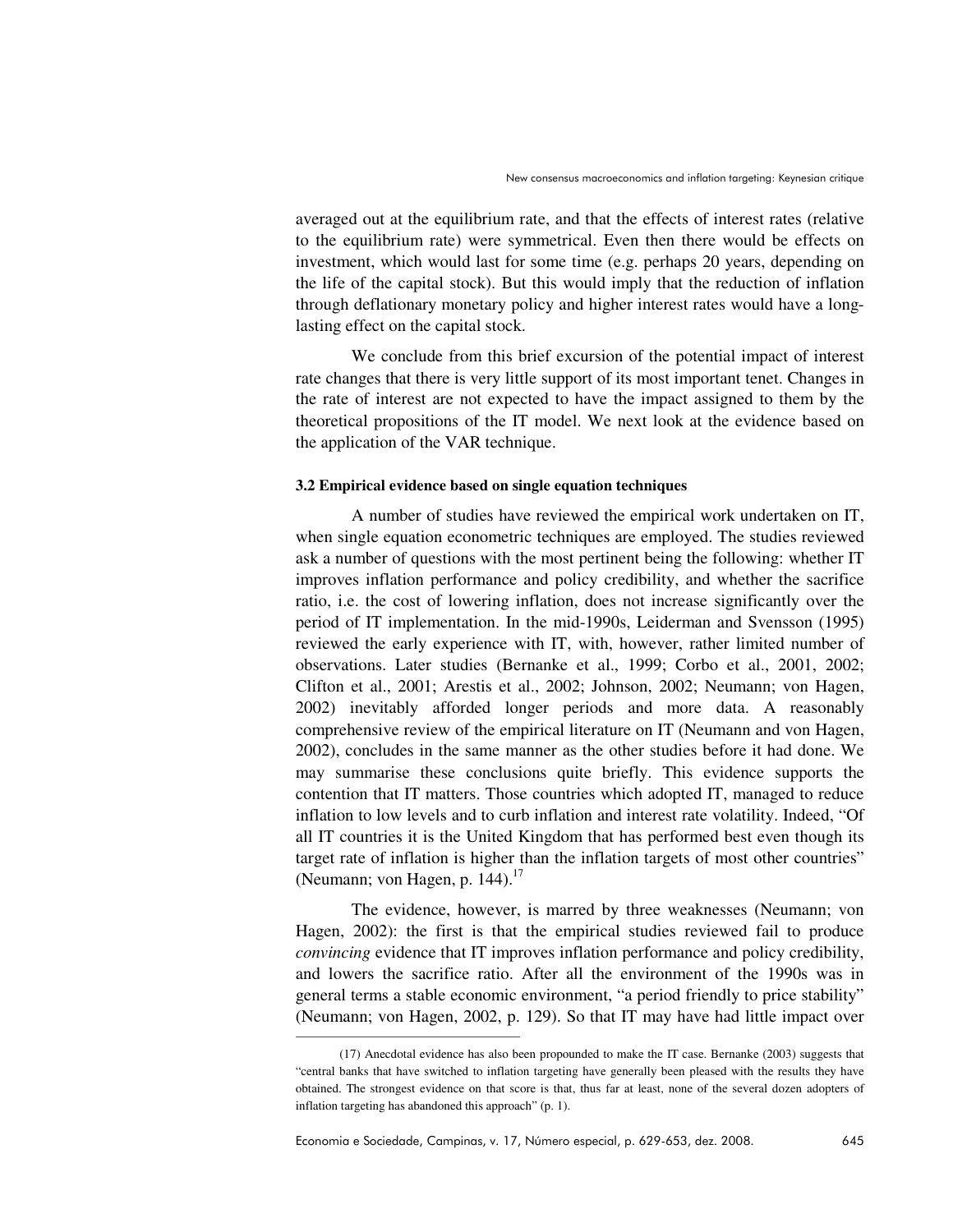averaged out at the equilibrium rate, and that the effects of interest rates (relative to the equilibrium rate) were symmetrical. Even then there would be effects on investment, which would last for some time (e.g. perhaps 20 years, depending on the life of the capital stock). But this would imply that the reduction of inflation through deflationary monetary policy and higher interest rates would have a long-lasting effect on the capital stock.

We conclude from this brief excursion of the potential impact of interest rate changes that there is very little support of its most important tenet. Changes in the rate of interest are not expected to have the impact assigned to them by the theoretical propositions of the IT model. We next look at the evidence based on the application of the VAR technique.

### 3.2 Empirical evidence based on single equation techniques

A number of studies have reviewed the empirical work undertaken on IT, when single equation econometric techniques are employed. The studies reviewed ask a number of questions with the most pertinent being the following: whether IT improves inflation performance and policy credibility, and whether the sacrifice ratio, i.e. the cost of lowering inflation, does not increase significantly over the period of IT implementation. In the mid-1990s, Leiderman and Svensson (1995) reviewed the early experience with IT, with, however, rather limited number of observations. Later studies (Bernanke et al., 1999; Corbo et al., 2001, 2002; Clifton et al., 2001; Arestis et al., 2002; Johnson, 2002; Neumann; von Hagen, 2002) inevitably afforded longer periods and more data. A reasonably comprehensive review of the empirical literature on IT (Neumann and von Hagen, 2002), concludes in the same manner as the other studies before it had done. We may summarise these conclusions quite briefly. This evidence supports the contention that IT matters. Those countries which adopted IT, managed to reduce inflation to low levels and to curb inflation and interest rate volatility. Indeed, "Of all IT countries it is the United Kingdom that has performed best even though its target rate of inflation is higher than the inflation targets of most other countries" (Neumann; von Hagen, p. 144).[17]

The evidence, however, is marred by three weaknesses (Neumann; von Hagen, 2002): the first is that the empirical studies reviewed fail to produce *convincing* evidence that IT improves inflation performance and policy credibility, and lowers the sacrifice ratio. After all the environment of the 1990s was in general terms a stable economic environment, "a period friendly to price stability" (Neumann; von Hagen, 2002, p. 129). So that IT may have had little impact over

(17) Anecdotal evidence has also been propounded to make the IT case. Bernanke (2003) suggests that "central banks that have switched to inflation targeting have generally been pleased with the results they have obtained. The strongest evidence on that score is that, thus far at least, none of the several dozen adopters of inflation targeting has abandoned this approach" (p. 1).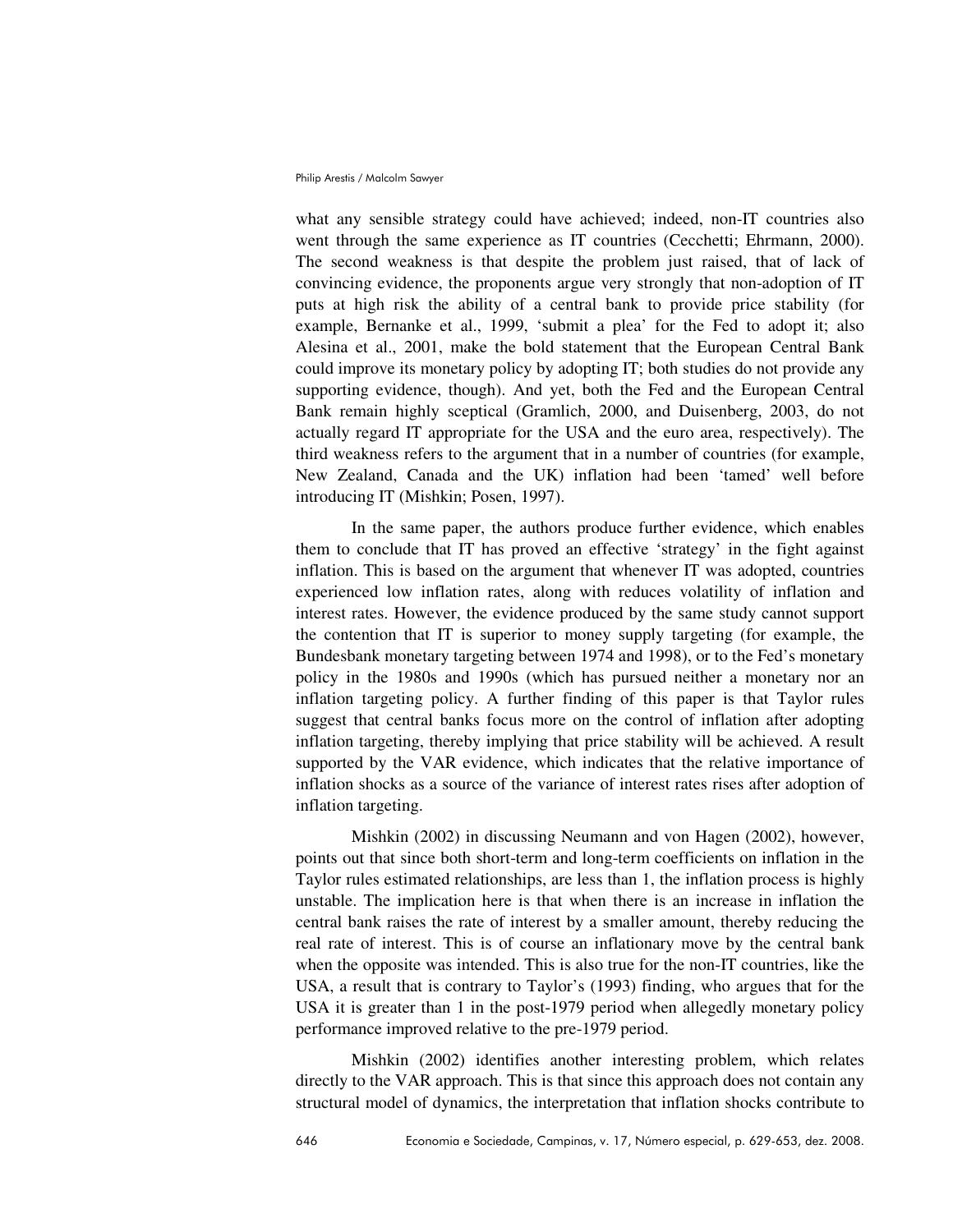what any sensible strategy could have achieved; indeed, non-IT countries also went through the same experience as IT countries (Cecchetti; Ehrmann, 2000). The second weakness is that despite the problem just raised, that of lack of convincing evidence, the proponents argue very strongly that non-adoption of IT puts at high risk the ability of a central bank to provide price stability (for example, Bernanke et al., 1999, 'submit a plea' for the Fed to adopt it; also Alesina et al., 2001, make the bold statement that the European Central Bank could improve its monetary policy by adopting IT; both studies do not provide any supporting evidence, though). And yet, both the Fed and the European Central Bank remain highly sceptical (Gramlich, 2000, and Duisenberg, 2003, do not actually regard IT appropriate for the USA and the euro area, respectively). The third weakness refers to the argument that in a number of countries (for example, New Zealand, Canada and the UK) inflation had been 'tamed' well before introducing IT (Mishkin; Posen, 1997).

In the same paper, the authors produce further evidence, which enables them to conclude that IT has proved an effective 'strategy' in the fight against inflation. This is based on the argument that whenever IT was adopted, countries experienced low inflation rates, along with reduces volatility of inflation and interest rates. However, the evidence produced by the same study cannot support the contention that IT is superior to money supply targeting (for example, the Bundesbank monetary targeting between 1974 and 1998), or to the Fed's monetary policy in the 1980s and 1990s (which has pursued neither a monetary nor an inflation targeting policy. A further finding of this paper is that Taylor rules suggest that central banks focus more on the control of inflation after adopting inflation targeting, thereby implying that price stability will be achieved. A result supported by the VAR evidence, which indicates that the relative importance of inflation shocks as a source of the variance of interest rates rises after adoption of inflation targeting.

Mishkin (2002) in discussing Neumann and von Hagen (2002), however, points out that since both short-term and long-term coefficients on inflation in the Taylor rules estimated relationships, are less than 1, the inflation process is highly unstable. The implication here is that when there is an increase in inflation the central bank raises the rate of interest by a smaller amount, thereby reducing the real rate of interest. This is of course an inflationary move by the central bank when the opposite was intended. This is also true for the non-IT countries, like the USA, a result that is contrary to Taylor's (1993) finding, who argues that for the USA it is greater than 1 in the post-1979 period when allegedly monetary policy performance improved relative to the pre-1979 period.

Mishkin (2002) identifies another interesting problem, which relates directly to the VAR approach. This is that since this approach does not contain any structural model of dynamics, the interpretation that inflation shocks contribute to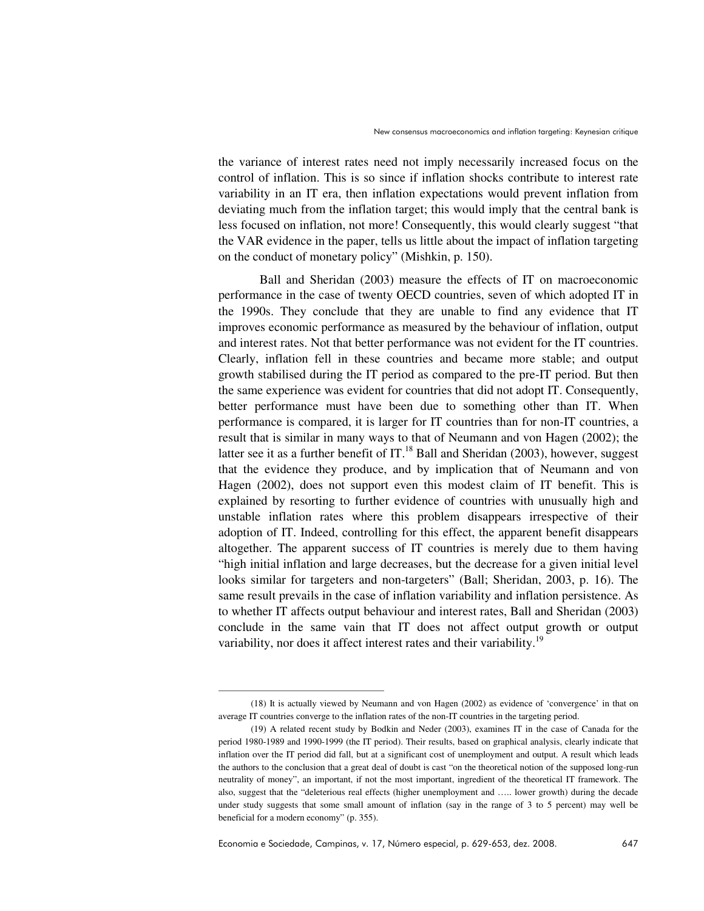the variance of interest rates need not imply necessarily increased focus on the control of inflation. This is so since if inflation shocks contribute to interest rate variability in an IT era, then inflation expectations would prevent inflation from deviating much from the inflation target; this would imply that the central bank is less focused on inflation, not more! Consequently, this would clearly suggest "that the VAR evidence in the paper, tells us little about the impact of inflation targeting on the conduct of monetary policy" (Mishkin, p. 150).

Ball and Sheridan (2003) measure the effects of IT on macroeconomic performance in the case of twenty OECD countries, seven of which adopted IT in the 1990s. They conclude that they are unable to find any evidence that IT improves economic performance as measured by the behaviour of inflation, output and interest rates. Not that better performance was not evident for the IT countries. Clearly, inflation fell in these countries and became more stable; and output growth stabilised during the IT period as compared to the pre-IT period. But then the same experience was evident for countries that did not adopt IT. Consequently, better performance must have been due to something other than IT. When performance is compared, it is larger for IT countries than for non-IT countries, a result that is similar in many ways to that of Neumann and von Hagen (2002); the latter see it as a further benefit of IT.[18] Ball and Sheridan (2003), however, suggest that the evidence they produce, and by implication that of Neumann and von Hagen (2002), does not support even this modest claim of IT benefit. This is explained by resorting to further evidence of countries with unusually high and unstable inflation rates where this problem disappears irrespective of their adoption of IT. Indeed, controlling for this effect, the apparent benefit disappears altogether. The apparent success of IT countries is merely due to them having "high initial inflation and large decreases, but the decrease for a given initial level looks similar for targeters and non-targeters" (Ball; Sheridan, 2003, p. 16). The same result prevails in the case of inflation variability and inflation persistence. As to whether IT affects output behaviour and interest rates, Ball and Sheridan (2003) conclude in the same vain that IT does not affect output growth or output variability, nor does it affect interest rates and their variability.[19]

---

(18) It is actually viewed by Neumann and von Hagen (2002) as evidence of 'convergence' in that on average IT countries converge to the inflation rates of the non-IT countries in the targeting period.

(19) A related recent study by Bodkin and Neder (2003), examines IT in the case of Canada for the period 1980-1989 and 1990-1999 (the IT period). Their results, based on graphical analysis, clearly indicate that inflation over the IT period did fall, but at a significant cost of unemployment and output. A result which leads the authors to the conclusion that a great deal of doubt is cast "on the theoretical notion of the supposed long-run neutrality of money", an important, if not the most important, ingredient of the theoretical IT framework. The also, suggest that the "deleterious real effects (higher unemployment and ….. lower growth) during the decade under study suggests that some small amount of inflation (say in the range of 3 to 5 percent) may well be beneficial for a modern economy" (p. 355).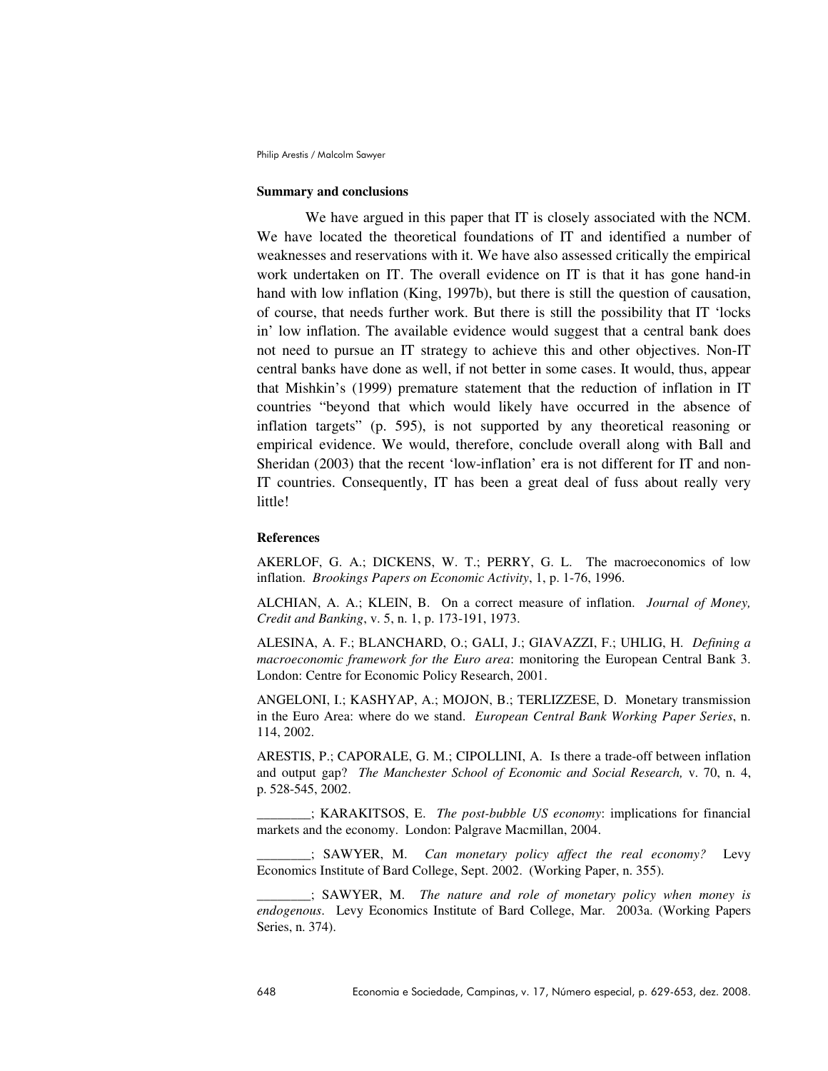**Summary and conclusions**

We have argued in this paper that IT is closely associated with the NCM. We have located the theoretical foundations of IT and identified a number of weaknesses and reservations with it. We have also assessed critically the empirical work undertaken on IT. The overall evidence on IT is that it has gone hand-in hand with low inflation (King, 1997b), but there is still the question of causation, of course, that needs further work. But there is still the possibility that IT 'locks in' low inflation. The available evidence would suggest that a central bank does not need to pursue an IT strategy to achieve this and other objectives. Non-IT central banks have done as well, if not better in some cases. It would, thus, appear that Mishkin's (1999) premature statement that the reduction of inflation in IT countries "beyond that which would likely have occurred in the absence of inflation targets" (p. 595), is not supported by any theoretical reasoning or empirical evidence. We would, therefore, conclude overall along with Ball and Sheridan (2003) that the recent 'low-inflation' era is not different for IT and non-IT countries. Consequently, IT has been a great deal of fuss about really very little!

**References**

AKERLOF, G. A.; DICKENS, W. T.; PERRY, G. L. The macroeconomics of low inflation. *Brookings Papers on Economic Activity*, 1, p. 1-76, 1996.

ALCHIAN, A. A.; KLEIN, B. On a correct measure of inflation. *Journal of Money, Credit and Banking*, v. 5, n. 1, p. 173-191, 1973.

ALESINA, A. F.; BLANCHARD, O.; GALI, J.; GIAVAZZI, F.; UHLIG, H. *Defining a macroeconomic framework for the Euro area*: monitoring the European Central Bank 3. London: Centre for Economic Policy Research, 2001.

ANGELONI, I.; KASHYAP, A.; MOJON, B.; TERLIZZESE, D. Monetary transmission in the Euro Area: where do we stand. *European Central Bank Working Paper Series*, n. 114, 2002.

ARESTIS, P.; CAPORALE, G. M.; CIPOLLINI, A. Is there a trade-off between inflation and output gap? *The Manchester School of Economic and Social Research,* v. 70, n. 4, p. 528-545, 2002.

________; KARAKITSOS, E. *The post-bubble US economy*: implications for financial markets and the economy. London: Palgrave Macmillan, 2004.

________; SAWYER, M. *Can monetary policy affect the real economy?* Levy Economics Institute of Bard College, Sept. 2002. (Working Paper, n. 355).

________; SAWYER, M. *The nature and role of monetary policy when money is endogenous*. Levy Economics Institute of Bard College, Mar. 2003a. (Working Papers Series, n. 374).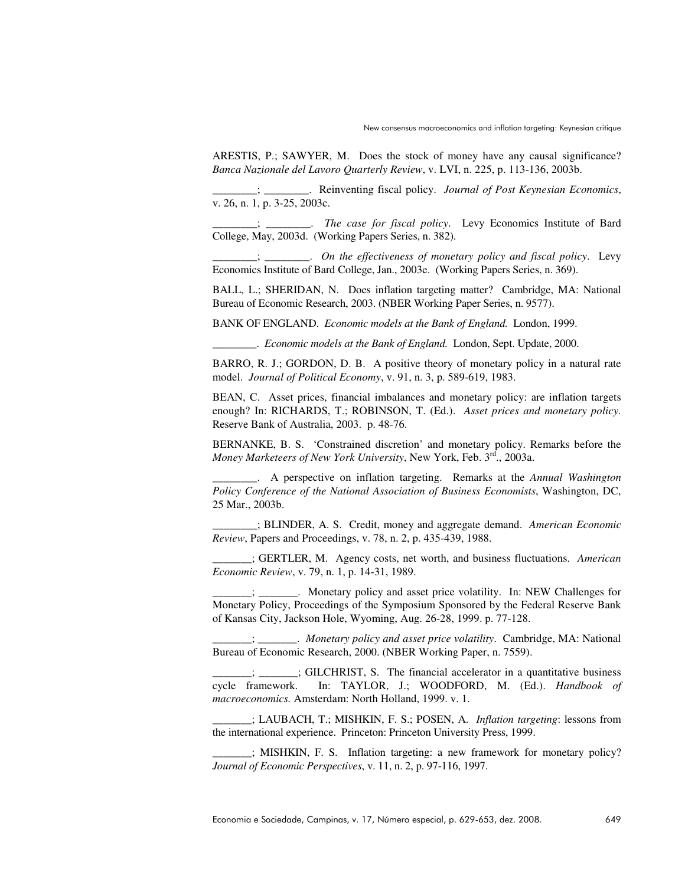ARESTIS, P.; SAWYER, M. Does the stock of money have any causal significance? *Banca Nazionale del Lavoro Quarterly Review*, v. LVI, n. 225, p. 113-136, 2003b.

________; ________. Reinventing fiscal policy. *Journal of Post Keynesian Economics*, v. 26, n. 1, p. 3-25, 2003c.

________; ________. *The case for fiscal policy*. Levy Economics Institute of Bard College, May, 2003d. (Working Papers Series, n. 382).

________; ________. *On the effectiveness of monetary policy and fiscal policy*. Levy Economics Institute of Bard College, Jan., 2003e. (Working Papers Series, n. 369).

BALL, L.; SHERIDAN, N. Does inflation targeting matter? Cambridge, MA: National Bureau of Economic Research, 2003. (NBER Working Paper Series, n. 9577).

BANK OF ENGLAND. *Economic models at the Bank of England.* London, 1999.

________. *Economic models at the Bank of England.* London, Sept. Update, 2000.

BARRO, R. J.; GORDON, D. B. A positive theory of monetary policy in a natural rate model. *Journal of Political Economy*, v. 91, n. 3, p. 589-619, 1983.

BEAN, C. Asset prices, financial imbalances and monetary policy: are inflation targets enough? In: RICHARDS, T.; ROBINSON, T. (Ed.). *Asset prices and monetary policy.* Reserve Bank of Australia, 2003. p. 48-76.

BERNANKE, B. S. 'Constrained discretion' and monetary policy. Remarks before the *Money Marketeers of New York University*, New York, Feb. 3rd., 2003a.

________. A perspective on inflation targeting. Remarks at the *Annual Washington Policy Conference of the National Association of Business Economists*, Washington, DC, 25 Mar., 2003b.

________; BLINDER, A. S. Credit, money and aggregate demand. *American Economic Review*, Papers and Proceedings, v. 78, n. 2, p. 435-439, 1988.

_______; GERTLER, M. Agency costs, net worth, and business fluctuations. *American Economic Review*, v. 79, n. 1, p. 14-31, 1989.

_______; _______. Monetary policy and asset price volatility. In: NEW Challenges for Monetary Policy, Proceedings of the Symposium Sponsored by the Federal Reserve Bank of Kansas City, Jackson Hole, Wyoming, Aug. 26-28, 1999. p. 77-128.

_______; _______. *Monetary policy and asset price volatility*. Cambridge, MA: National Bureau of Economic Research, 2000. (NBER Working Paper, n. 7559).

_______; _______; GILCHRIST, S. The financial accelerator in a quantitative business cycle framework. In: TAYLOR, J.; WOODFORD, M. (Ed.). *Handbook of macroeconomics.* Amsterdam: North Holland, 1999. v. 1.

_______; LAUBACH, T.; MISHKIN, F. S.; POSEN, A. *Inflation targeting*: lessons from the international experience. Princeton: Princeton University Press, 1999.

_______; MISHKIN, F. S. Inflation targeting: a new framework for monetary policy? *Journal of Economic Perspectives*, v. 11, n. 2, p. 97-116, 1997.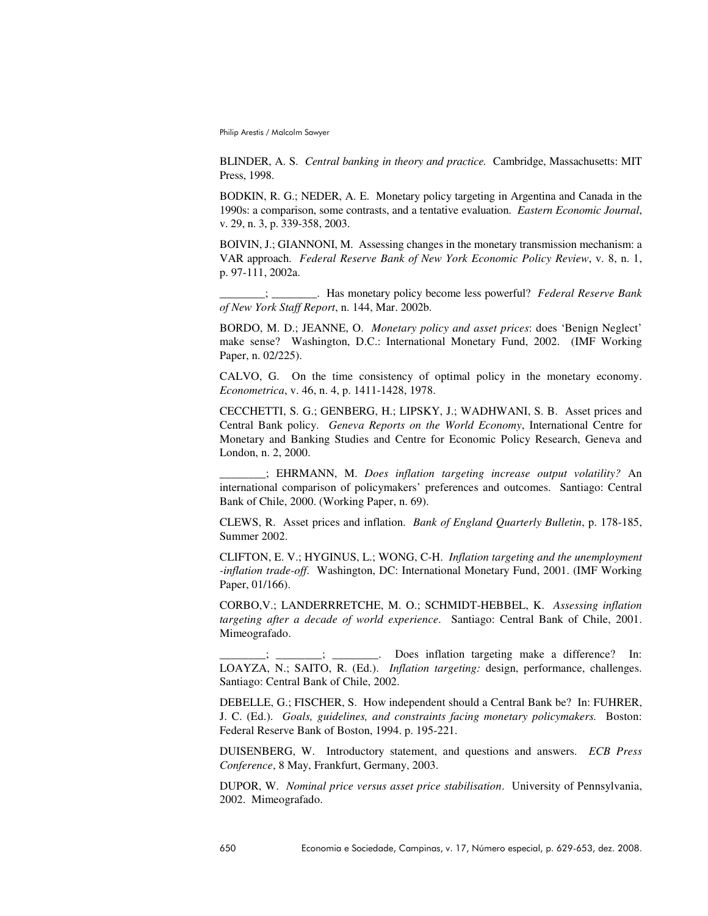BLINDER, A. S. *Central banking in theory and practice.* Cambridge, Massachusetts: MIT Press, 1998.

BODKIN, R. G.; NEDER, A. E. Monetary policy targeting in Argentina and Canada in the 1990s: a comparison, some contrasts, and a tentative evaluation. *Eastern Economic Journal*, v. 29, n. 3, p. 339-358, 2003.

BOIVIN, J.; GIANNONI, M. Assessing changes in the monetary transmission mechanism: a VAR approach. *Federal Reserve Bank of New York Economic Policy Review*, v. 8, n. 1, p. 97-111, 2002a.

________; ________. Has monetary policy become less powerful? *Federal Reserve Bank of New York Staff Report*, n. 144, Mar. 2002b.

BORDO, M. D.; JEANNE, O. *Monetary policy and asset prices*: does 'Benign Neglect' make sense? Washington, D.C.: International Monetary Fund, 2002. (IMF Working Paper, n. 02/225).

CALVO, G. On the time consistency of optimal policy in the monetary economy. *Econometrica*, v. 46, n. 4, p. 1411-1428, 1978.

CECCHETTI, S. G.; GENBERG, H.; LIPSKY, J.; WADHWANI, S. B. Asset prices and Central Bank policy. *Geneva Reports on the World Economy*, International Centre for Monetary and Banking Studies and Centre for Economic Policy Research, Geneva and London, n. 2, 2000.

________; EHRMANN, M. *Does inflation targeting increase output volatility?* An international comparison of policymakers' preferences and outcomes. Santiago: Central Bank of Chile, 2000. (Working Paper, n. 69).

CLEWS, R. Asset prices and inflation. *Bank of England Quarterly Bulletin*, p. 178-185, Summer 2002.

CLIFTON, E. V.; HYGINUS, L.; WONG, C-H. *Inflation targeting and the unemployment -inflation trade-off*. Washington, DC: International Monetary Fund, 2001. (IMF Working Paper, 01/166).

CORBO,V.; LANDERRRETCHE, M. O.; SCHMIDT-HEBBEL, K. *Assessing inflation targeting after a decade of world experience*. Santiago: Central Bank of Chile, 2001. Mimeografado.

________; ________; ________. Does inflation targeting make a difference? In: LOAYZA, N.; SAITO, R. (Ed.). *Inflation targeting:* design, performance, challenges. Santiago: Central Bank of Chile, 2002.

DEBELLE, G.; FISCHER, S. How independent should a Central Bank be? In: FUHRER, J. C. (Ed.). *Goals, guidelines, and constraints facing monetary policymakers.* Boston: Federal Reserve Bank of Boston, 1994. p. 195-221.

DUISENBERG, W. Introductory statement, and questions and answers. *ECB Press Conference*, 8 May, Frankfurt, Germany, 2003.

DUPOR, W. *Nominal price versus asset price stabilisation*. University of Pennsylvania, 2002. Mimeografado.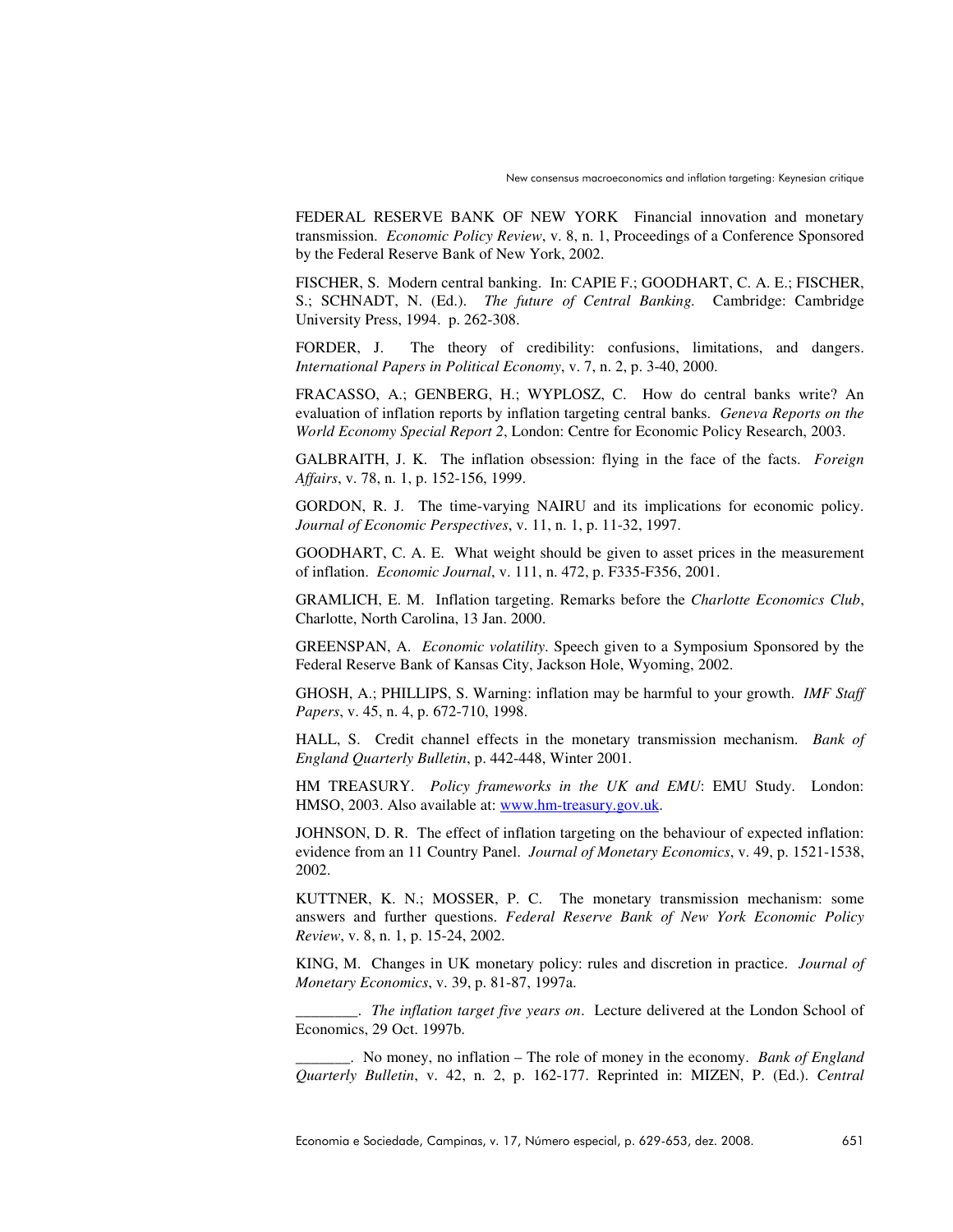FEDERAL RESERVE BANK OF NEW YORK Financial innovation and monetary transmission. *Economic Policy Review*, v. 8, n. 1, Proceedings of a Conference Sponsored by the Federal Reserve Bank of New York, 2002.

FISCHER, S. Modern central banking. In: CAPIE F.; GOODHART, C. A. E.; FISCHER, S.; SCHNADT, N. (Ed.). *The future of Central Banking.* Cambridge: Cambridge University Press, 1994. p. 262-308.

FORDER, J. The theory of credibility: confusions, limitations, and dangers. *International Papers in Political Economy*, v. 7, n. 2, p. 3-40, 2000.

FRACASSO, A.; GENBERG, H.; WYPLOSZ, C. How do central banks write? An evaluation of inflation reports by inflation targeting central banks. *Geneva Reports on the World Economy Special Report 2*, London: Centre for Economic Policy Research, 2003.

GALBRAITH, J. K. The inflation obsession: flying in the face of the facts. *Foreign Affairs*, v. 78, n. 1, p. 152-156, 1999.

GORDON, R. J. The time-varying NAIRU and its implications for economic policy. *Journal of Economic Perspectives*, v. 11, n. 1, p. 11-32, 1997.

GOODHART, C. A. E. What weight should be given to asset prices in the measurement of inflation. *Economic Journal*, v. 111, n. 472, p. F335-F356, 2001.

GRAMLICH, E. M. Inflation targeting. Remarks before the *Charlotte Economics Club*, Charlotte, North Carolina, 13 Jan. 2000.

GREENSPAN, A. *Economic volatility*. Speech given to a Symposium Sponsored by the Federal Reserve Bank of Kansas City, Jackson Hole, Wyoming, 2002.

GHOSH, A.; PHILLIPS, S. Warning: inflation may be harmful to your growth. *IMF Staff Papers*, v. 45, n. 4, p. 672-710, 1998.

HALL, S. Credit channel effects in the monetary transmission mechanism. *Bank of England Quarterly Bulletin*, p. 442-448, Winter 2001.

HM TREASURY. *Policy frameworks in the UK and EMU*: EMU Study. London: HMSO, 2003. Also available at: www.hm-treasury.gov.uk.

JOHNSON, D. R. The effect of inflation targeting on the behaviour of expected inflation: evidence from an 11 Country Panel. *Journal of Monetary Economics*, v. 49, p. 1521-1538, 2002.

KUTTNER, K. N.; MOSSER, P. C. The monetary transmission mechanism: some answers and further questions. *Federal Reserve Bank of New York Economic Policy Review*, v. 8, n. 1, p. 15-24, 2002.

KING, M. Changes in UK monetary policy: rules and discretion in practice. *Journal of Monetary Economics*, v. 39, p. 81-87, 1997a.

________. *The inflation target five years on*. Lecture delivered at the London School of Economics, 29 Oct. 1997b.

_______. No money, no inflation – The role of money in the economy. *Bank of England Quarterly Bulletin*, v. 42, n. 2, p. 162-177. Reprinted in: MIZEN, P. (Ed.). *Central*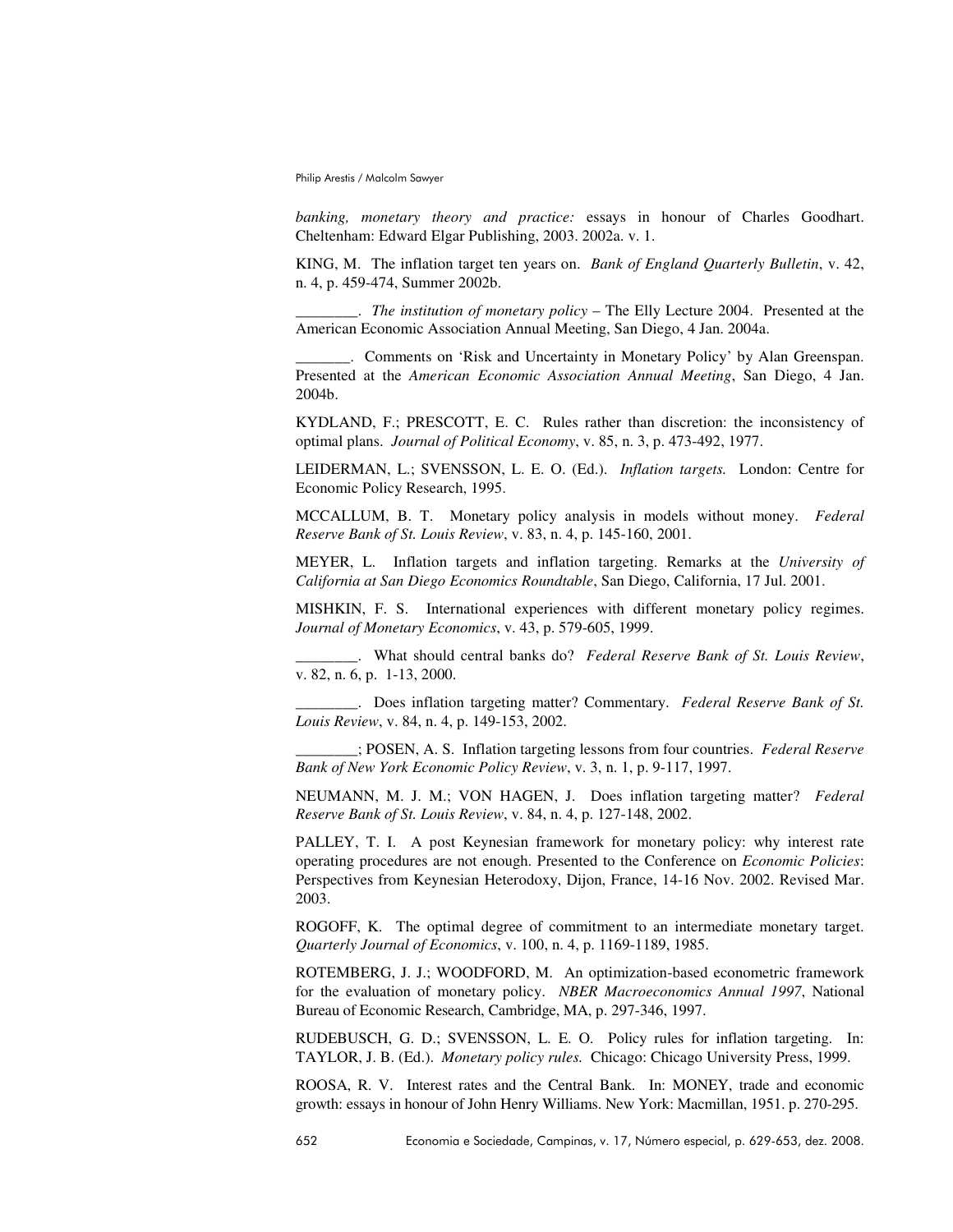*banking, monetary theory and practice:* essays in honour of Charles Goodhart. Cheltenham: Edward Elgar Publishing, 2003. 2002a. v. 1.

KING, M. The inflation target ten years on. *Bank of England Quarterly Bulletin*, v. 42, n. 4, p. 459-474, Summer 2002b.

________. *The institution of monetary policy* – The Elly Lecture 2004. Presented at the American Economic Association Annual Meeting, San Diego, 4 Jan. 2004a.

_______. Comments on 'Risk and Uncertainty in Monetary Policy' by Alan Greenspan. Presented at the *American Economic Association Annual Meeting*, San Diego, 4 Jan. 2004b.

KYDLAND, F.; PRESCOTT, E. C. Rules rather than discretion: the inconsistency of optimal plans. *Journal of Political Economy*, v. 85, n. 3, p. 473-492, 1977.

LEIDERMAN, L.; SVENSSON, L. E. O. (Ed.). *Inflation targets.* London: Centre for Economic Policy Research, 1995.

MCCALLUM, B. T. Monetary policy analysis in models without money. *Federal Reserve Bank of St. Louis Review*, v. 83, n. 4, p. 145-160, 2001.

MEYER, L. Inflation targets and inflation targeting. Remarks at the *University of California at San Diego Economics Roundtable*, San Diego, California, 17 Jul. 2001.

MISHKIN, F. S. International experiences with different monetary policy regimes. *Journal of Monetary Economics*, v. 43, p. 579-605, 1999.

________. What should central banks do? *Federal Reserve Bank of St. Louis Review*, v. 82, n. 6, p. 1-13, 2000.

________. Does inflation targeting matter? Commentary. *Federal Reserve Bank of St. Louis Review*, v. 84, n. 4, p. 149-153, 2002.

________; POSEN, A. S. Inflation targeting lessons from four countries. *Federal Reserve Bank of New York Economic Policy Review*, v. 3, n. 1, p. 9-117, 1997.

NEUMANN, M. J. M.; VON HAGEN, J. Does inflation targeting matter? *Federal Reserve Bank of St. Louis Review*, v. 84, n. 4, p. 127-148, 2002.

PALLEY, T. I. A post Keynesian framework for monetary policy: why interest rate operating procedures are not enough. Presented to the Conference on *Economic Policies*: Perspectives from Keynesian Heterodoxy, Dijon, France, 14-16 Nov. 2002. Revised Mar. 2003.

ROGOFF, K. The optimal degree of commitment to an intermediate monetary target. *Quarterly Journal of Economics*, v. 100, n. 4, p. 1169-1189, 1985.

ROTEMBERG, J. J.; WOODFORD, M. An optimization-based econometric framework for the evaluation of monetary policy. *NBER Macroeconomics Annual 1997*, National Bureau of Economic Research, Cambridge, MA, p. 297-346, 1997.

RUDEBUSCH, G. D.; SVENSSON, L. E. O. Policy rules for inflation targeting. In: TAYLOR, J. B. (Ed.). *Monetary policy rules.* Chicago: Chicago University Press, 1999.

ROOSA, R. V. Interest rates and the Central Bank. In: MONEY, trade and economic growth: essays in honour of John Henry Williams. New York: Macmillan, 1951. p. 270-295.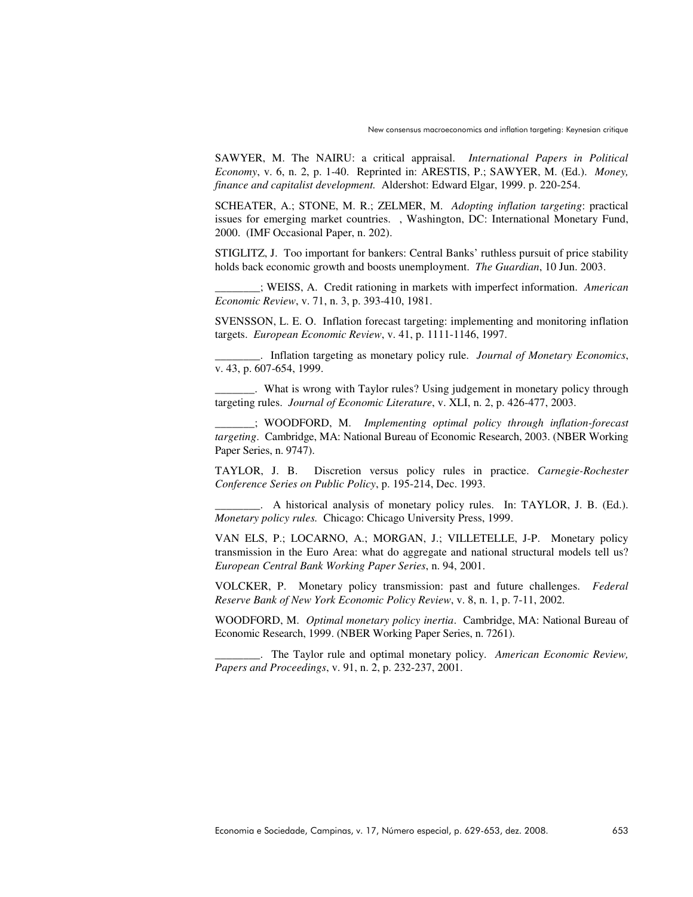SAWYER, M. The NAIRU: a critical appraisal. *International Papers in Political Economy*, v. 6, n. 2, p. 1-40. Reprinted in: ARESTIS, P.; SAWYER, M. (Ed.). *Money, finance and capitalist development.* Aldershot: Edward Elgar, 1999. p. 220-254.

SCHEATER, A.; STONE, M. R.; ZELMER, M. *Adopting inflation targeting*: practical issues for emerging market countries. , Washington, DC: International Monetary Fund, 2000. (IMF Occasional Paper, n. 202).

STIGLITZ, J. Too important for bankers: Central Banks' ruthless pursuit of price stability holds back economic growth and boosts unemployment. *The Guardian*, 10 Jun. 2003.

________; WEISS, A. Credit rationing in markets with imperfect information. *American Economic Review*, v. 71, n. 3, p. 393-410, 1981.

SVENSSON, L. E. O. Inflation forecast targeting: implementing and monitoring inflation targets. *European Economic Review*, v. 41, p. 1111-1146, 1997.

________. Inflation targeting as monetary policy rule. *Journal of Monetary Economics*, v. 43, p. 607-654, 1999.

_______. What is wrong with Taylor rules? Using judgement in monetary policy through targeting rules. *Journal of Economic Literature*, v. XLI, n. 2, p. 426-477, 2003.

_______; WOODFORD, M. *Implementing optimal policy through inflation-forecast targeting*. Cambridge, MA: National Bureau of Economic Research, 2003. (NBER Working Paper Series, n. 9747).

TAYLOR, J. B. Discretion versus policy rules in practice. *Carnegie-Rochester Conference Series on Public Policy*, p. 195-214, Dec. 1993.

________. A historical analysis of monetary policy rules. In: TAYLOR, J. B. (Ed.). *Monetary policy rules.* Chicago: Chicago University Press, 1999.

VAN ELS, P.; LOCARNO, A.; MORGAN, J.; VILLETELLE, J-P. Monetary policy transmission in the Euro Area: what do aggregate and national structural models tell us? *European Central Bank Working Paper Series*, n. 94, 2001.

VOLCKER, P. Monetary policy transmission: past and future challenges. *Federal Reserve Bank of New York Economic Policy Review*, v. 8, n. 1, p. 7-11, 2002.

WOODFORD, M. *Optimal monetary policy inertia*. Cambridge, MA: National Bureau of Economic Research, 1999. (NBER Working Paper Series, n. 7261).

________. The Taylor rule and optimal monetary policy. *American Economic Review, Papers and Proceedings*, v. 91, n. 2, p. 232-237, 2001.